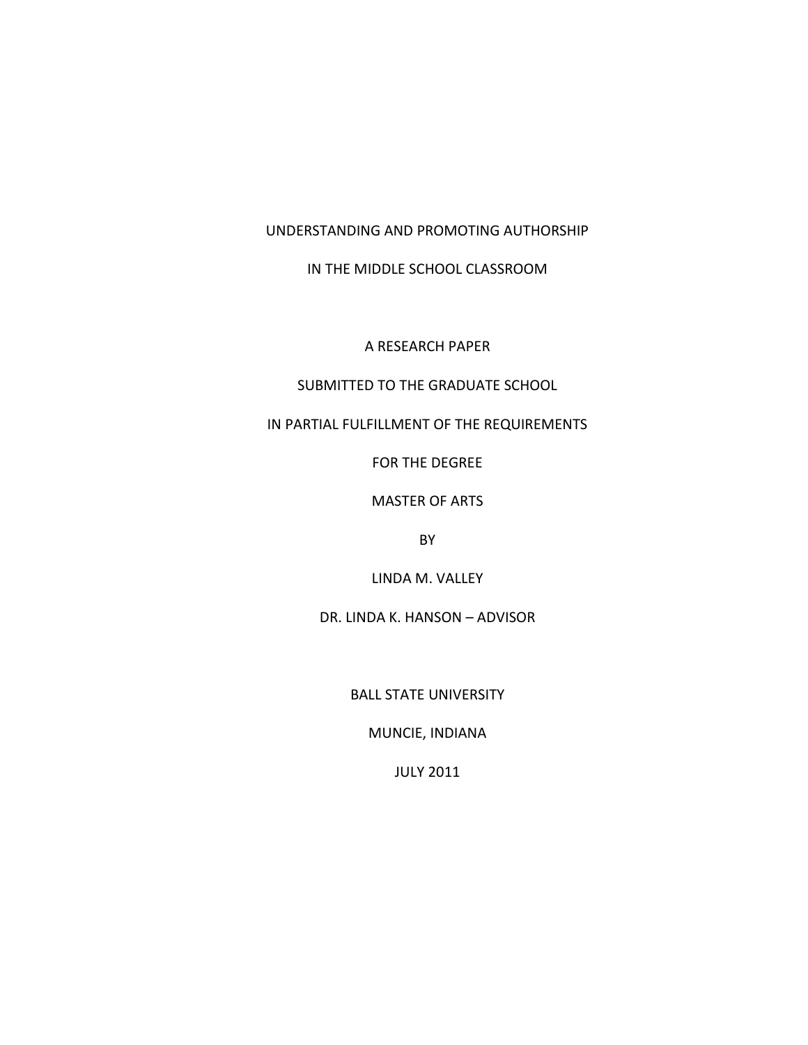# UNDERSTANDING AND PROMOTING AUTHORSHIP

# IN THE MIDDLE SCHOOL CLASSROOM

A RESEARCH PAPER

SUBMITTED TO THE GRADUATE SCHOOL

IN PARTIAL FULFILLMENT OF THE REQUIREMENTS

FOR THE DEGREE

MASTER OF ARTS

BY

LINDA M. VALLEY

DR. LINDA K. HANSON – ADVISOR

BALL STATE UNIVERSITY

MUNCIE, INDIANA

JULY 2011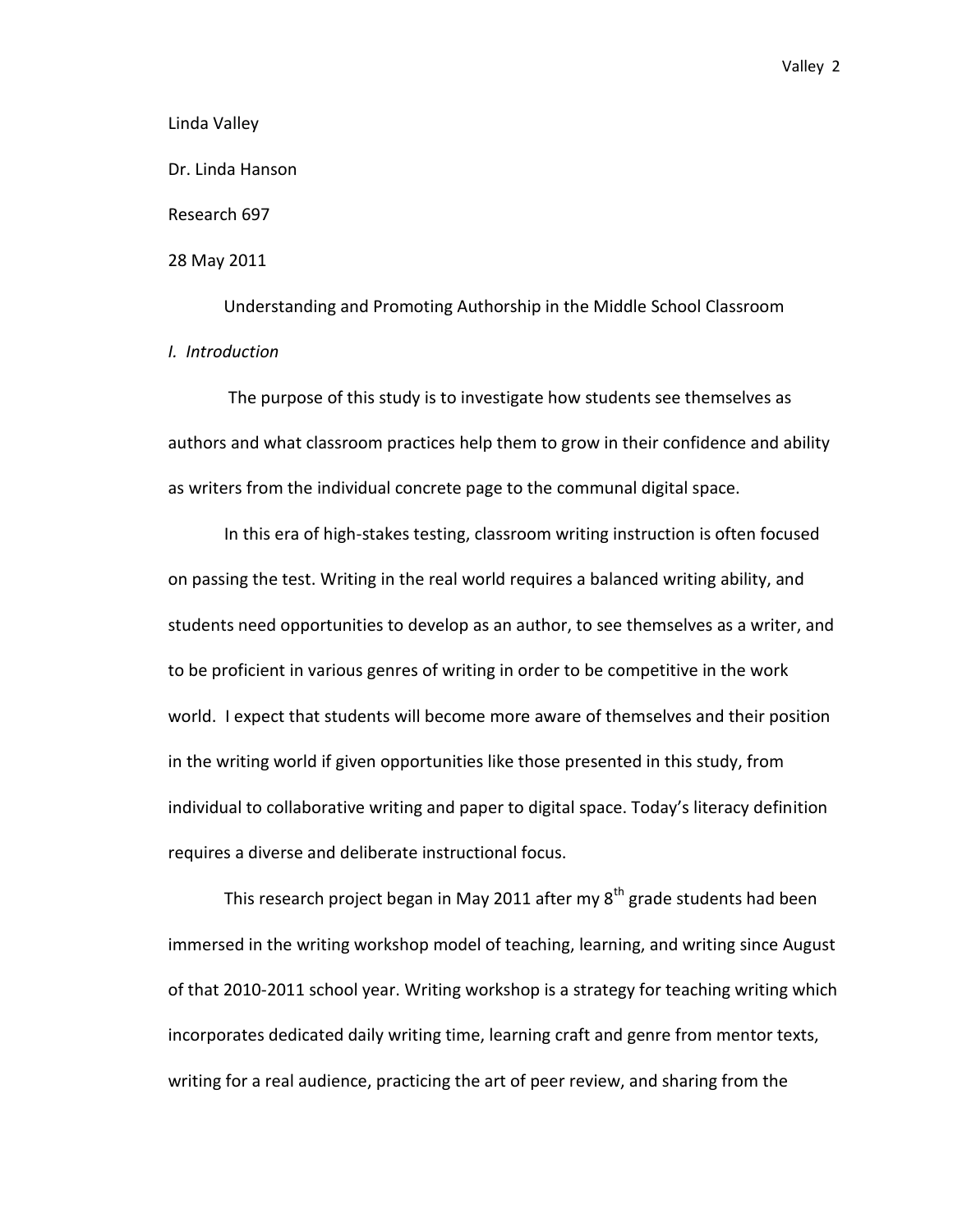Linda Valley

Dr. Linda Hanson

Research 697

28 May 2011

Understanding and Promoting Authorship in the Middle School Classroom

*I. Introduction*

The purpose of this study is to investigate how students see themselves as authors and what classroom practices help them to grow in their confidence and ability as writers from the individual concrete page to the communal digital space.

In this era of high-stakes testing, classroom writing instruction is often focused on passing the test. Writing in the real world requires a balanced writing ability, and students need opportunities to develop as an author, to see themselves as a writer, and to be proficient in various genres of writing in order to be competitive in the work world. I expect that students will become more aware of themselves and their position in the writing world if given opportunities like those presented in this study, from individual to collaborative writing and paper to digital space. Today's literacy definition requires a diverse and deliberate instructional focus.

This research project began in May 2011 after my 8th grade students had been immersed in the writing workshop model of teaching, learning, and writing since August of that 2010-2011 school year. Writing workshop is a strategy for teaching writing which incorporates dedicated daily writing time, learning craft and genre from mentor texts, writing for a real audience, practicing the art of peer review, and sharing from the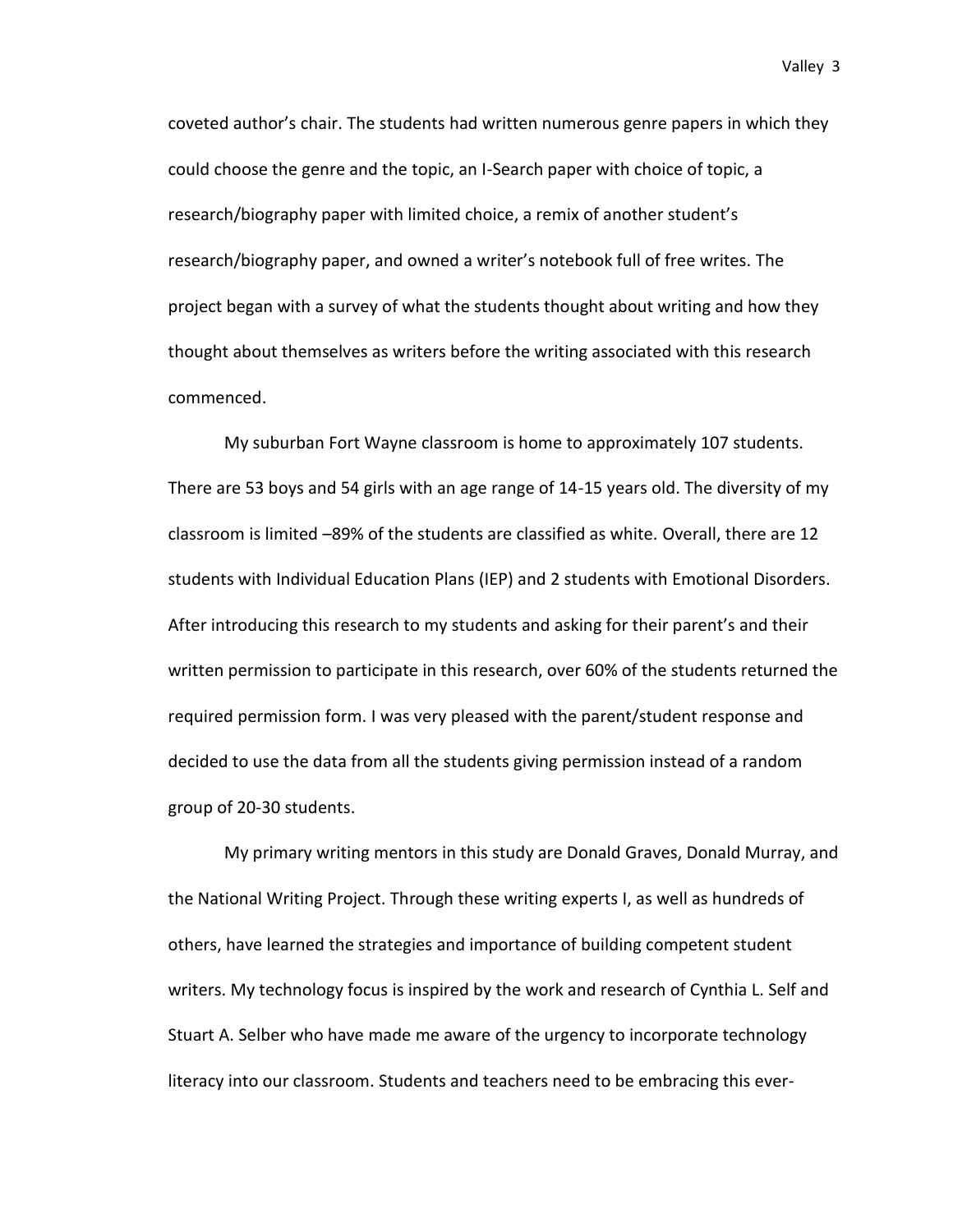coveted author's chair. The students had written numerous genre papers in which they could choose the genre and the topic, an I-Search paper with choice of topic, a research/biography paper with limited choice, a remix of another student's research/biography paper, and owned a writer's notebook full of free writes. The project began with a survey of what the students thought about writing and how they thought about themselves as writers before the writing associated with this research commenced.

My suburban Fort Wayne classroom is home to approximately 107 students. There are 53 boys and 54 girls with an age range of 14-15 years old. The diversity of my classroom is limited –89% of the students are classified as white. Overall, there are 12 students with Individual Education Plans (IEP) and 2 students with Emotional Disorders. After introducing this research to my students and asking for their parent's and their written permission to participate in this research, over 60% of the students returned the required permission form. I was very pleased with the parent/student response and decided to use the data from all the students giving permission instead of a random group of 20-30 students.

My primary writing mentors in this study are Donald Graves, Donald Murray, and the National Writing Project. Through these writing experts I, as well as hundreds of others, have learned the strategies and importance of building competent student writers. My technology focus is inspired by the work and research of Cynthia L. Self and Stuart A. Selber who have made me aware of the urgency to incorporate technology literacy into our classroom. Students and teachers need to be embracing this ever-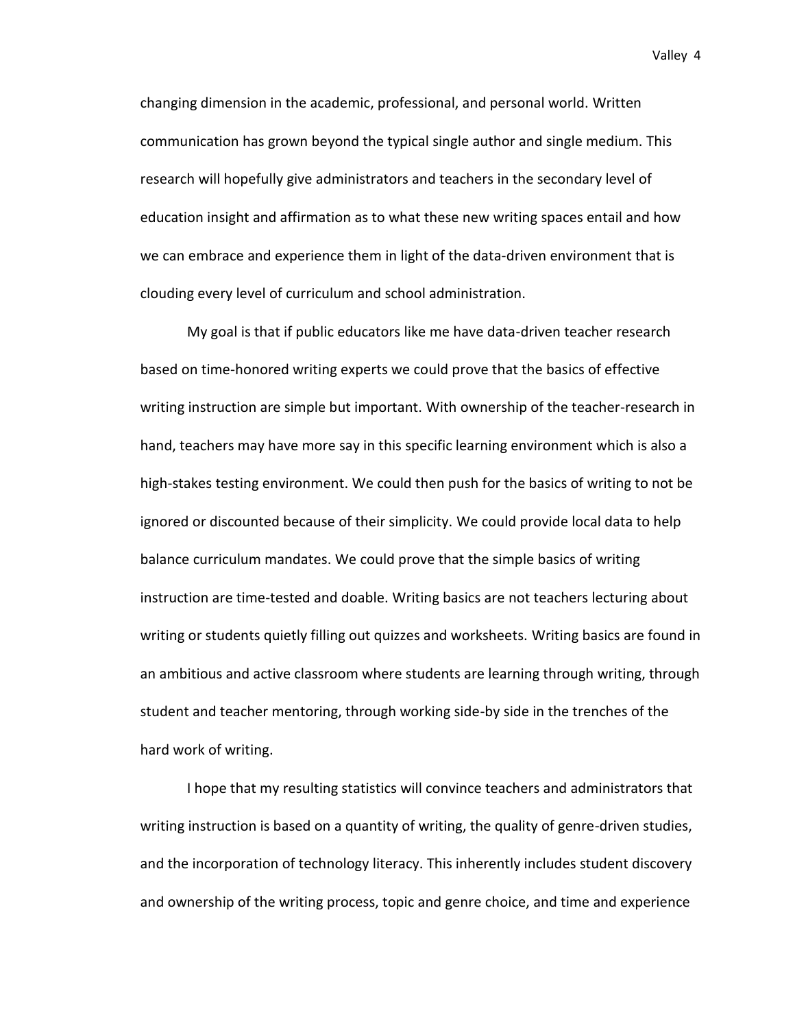changing dimension in the academic, professional, and personal world. Written communication has grown beyond the typical single author and single medium. This research will hopefully give administrators and teachers in the secondary level of education insight and affirmation as to what these new writing spaces entail and how we can embrace and experience them in light of the data-driven environment that is clouding every level of curriculum and school administration.

My goal is that if public educators like me have data-driven teacher research based on time-honored writing experts we could prove that the basics of effective writing instruction are simple but important. With ownership of the teacher-research in hand, teachers may have more say in this specific learning environment which is also a high-stakes testing environment. We could then push for the basics of writing to not be ignored or discounted because of their simplicity. We could provide local data to help balance curriculum mandates. We could prove that the simple basics of writing instruction are time-tested and doable. Writing basics are not teachers lecturing about writing or students quietly filling out quizzes and worksheets. Writing basics are found in an ambitious and active classroom where students are learning through writing, through student and teacher mentoring, through working side-by side in the trenches of the hard work of writing.

I hope that my resulting statistics will convince teachers and administrators that writing instruction is based on a quantity of writing, the quality of genre-driven studies, and the incorporation of technology literacy. This inherently includes student discovery and ownership of the writing process, topic and genre choice, and time and experience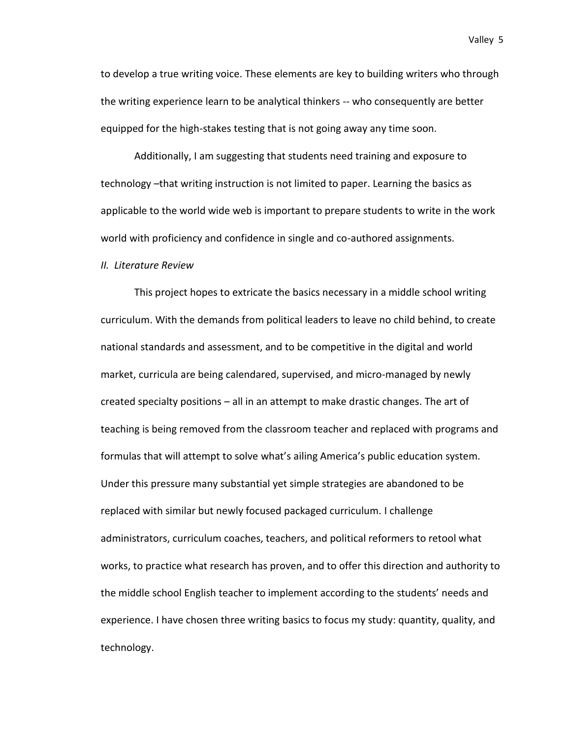to develop a true writing voice. These elements are key to building writers who through the writing experience learn to be analytical thinkers -- who consequently are better equipped for the high-stakes testing that is not going away any time soon.

Additionally, I am suggesting that students need training and exposure to technology –that writing instruction is not limited to paper. Learning the basics as applicable to the world wide web is important to prepare students to write in the work world with proficiency and confidence in single and co-authored assignments.

## *II. Literature Review*

This project hopes to extricate the basics necessary in a middle school writing curriculum. With the demands from political leaders to leave no child behind, to create national standards and assessment, and to be competitive in the digital and world market, curricula are being calendared, supervised, and micro-managed by newly created specialty positions – all in an attempt to make drastic changes. The art of teaching is being removed from the classroom teacher and replaced with programs and formulas that will attempt to solve what's ailing America's public education system. Under this pressure many substantial yet simple strategies are abandoned to be replaced with similar but newly focused packaged curriculum. I challenge administrators, curriculum coaches, teachers, and political reformers to retool what works, to practice what research has proven, and to offer this direction and authority to the middle school English teacher to implement according to the students' needs and experience. I have chosen three writing basics to focus my study: quantity, quality, and technology.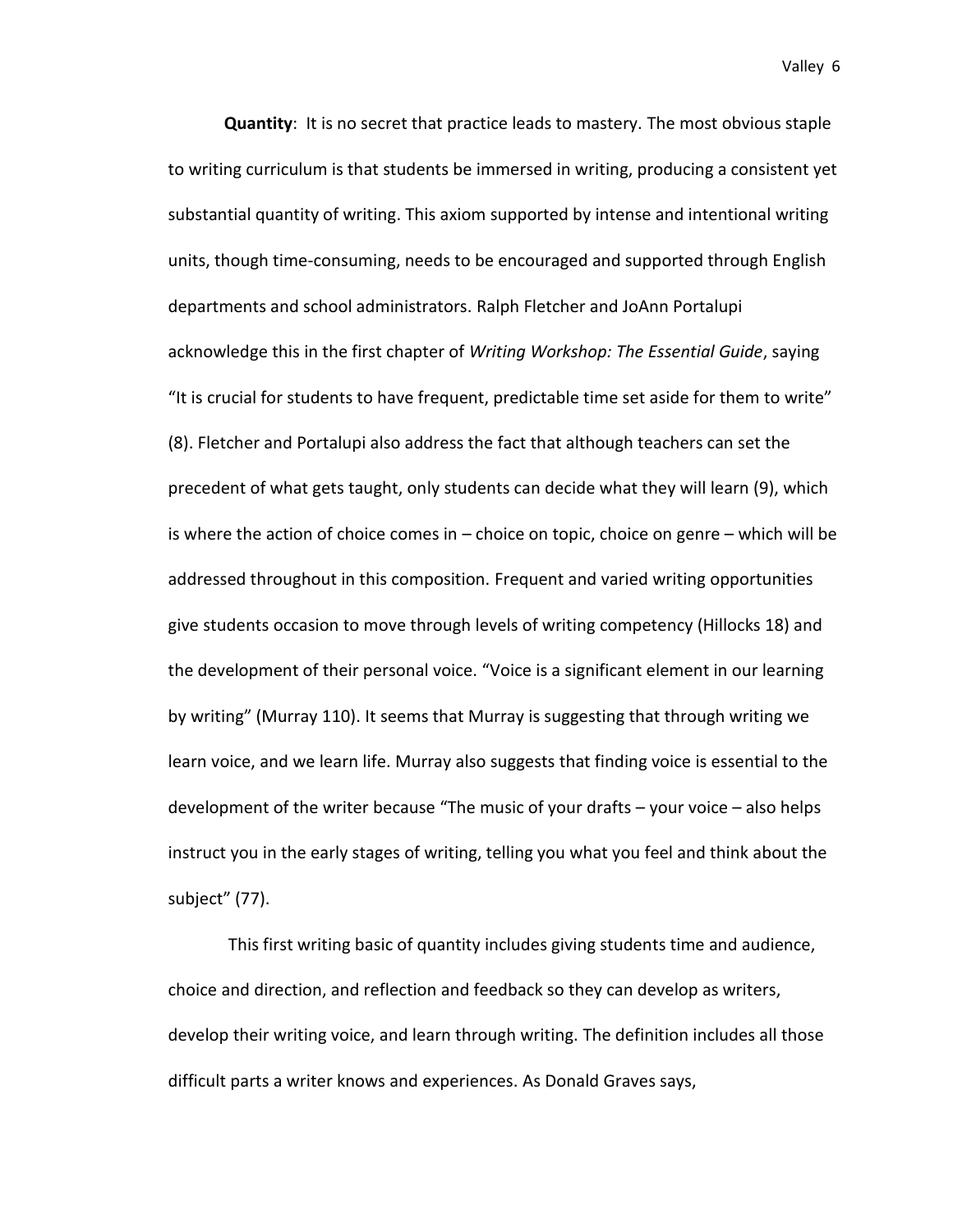**Quantity**: It is no secret that practice leads to mastery. The most obvious staple to writing curriculum is that students be immersed in writing, producing a consistent yet substantial quantity of writing. This axiom supported by intense and intentional writing units, though time-consuming, needs to be encouraged and supported through English departments and school administrators. Ralph Fletcher and JoAnn Portalupi acknowledge this in the first chapter of *Writing Workshop: The Essential Guide*, saying "It is crucial for students to have frequent, predictable time set aside for them to write" (8). Fletcher and Portalupi also address the fact that although teachers can set the precedent of what gets taught, only students can decide what they will learn (9), which is where the action of choice comes in – choice on topic, choice on genre – which will be addressed throughout in this composition. Frequent and varied writing opportunities give students occasion to move through levels of writing competency (Hillocks 18) and the development of their personal voice. "Voice is a significant element in our learning by writing" (Murray 110). It seems that Murray is suggesting that through writing we learn voice, and we learn life. Murray also suggests that finding voice is essential to the development of the writer because "The music of your drafts – your voice – also helps instruct you in the early stages of writing, telling you what you feel and think about the subject" (77).

This first writing basic of quantity includes giving students time and audience, choice and direction, and reflection and feedback so they can develop as writers, develop their writing voice, and learn through writing. The definition includes all those difficult parts a writer knows and experiences. As Donald Graves says,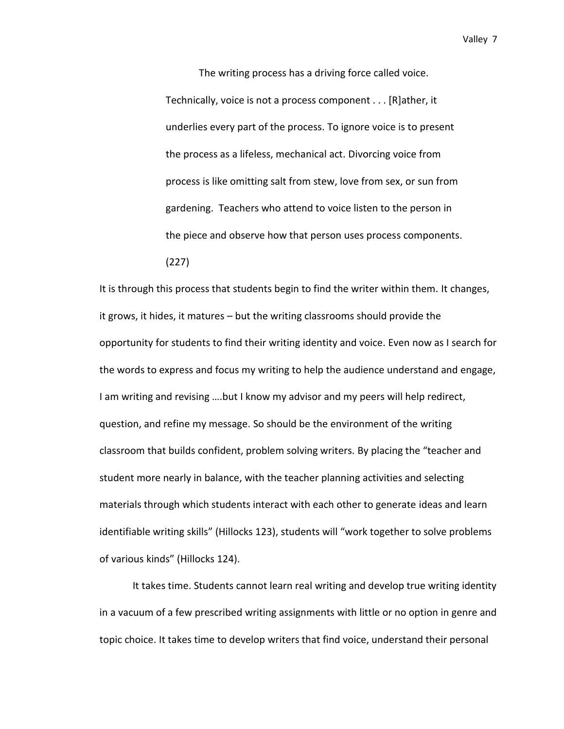> The writing process has a driving force called voice. Technically, voice is not a process component . . . [R]ather, it underlies every part of the process. To ignore voice is to present the process as a lifeless, mechanical act. Divorcing voice from process is like omitting salt from stew, love from sex, or sun from gardening. Teachers who attend to voice listen to the person in the piece and observe how that person uses process components. (227)

It is through this process that students begin to find the writer within them. It changes, it grows, it hides, it matures – but the writing classrooms should provide the opportunity for students to find their writing identity and voice. Even now as I search for the words to express and focus my writing to help the audience understand and engage, I am writing and revising ….but I know my advisor and my peers will help redirect, question, and refine my message. So should be the environment of the writing classroom that builds confident, problem solving writers. By placing the "teacher and student more nearly in balance, with the teacher planning activities and selecting materials through which students interact with each other to generate ideas and learn identifiable writing skills" (Hillocks 123), students will "work together to solve problems of various kinds" (Hillocks 124).

It takes time. Students cannot learn real writing and develop true writing identity in a vacuum of a few prescribed writing assignments with little or no option in genre and topic choice. It takes time to develop writers that find voice, understand their personal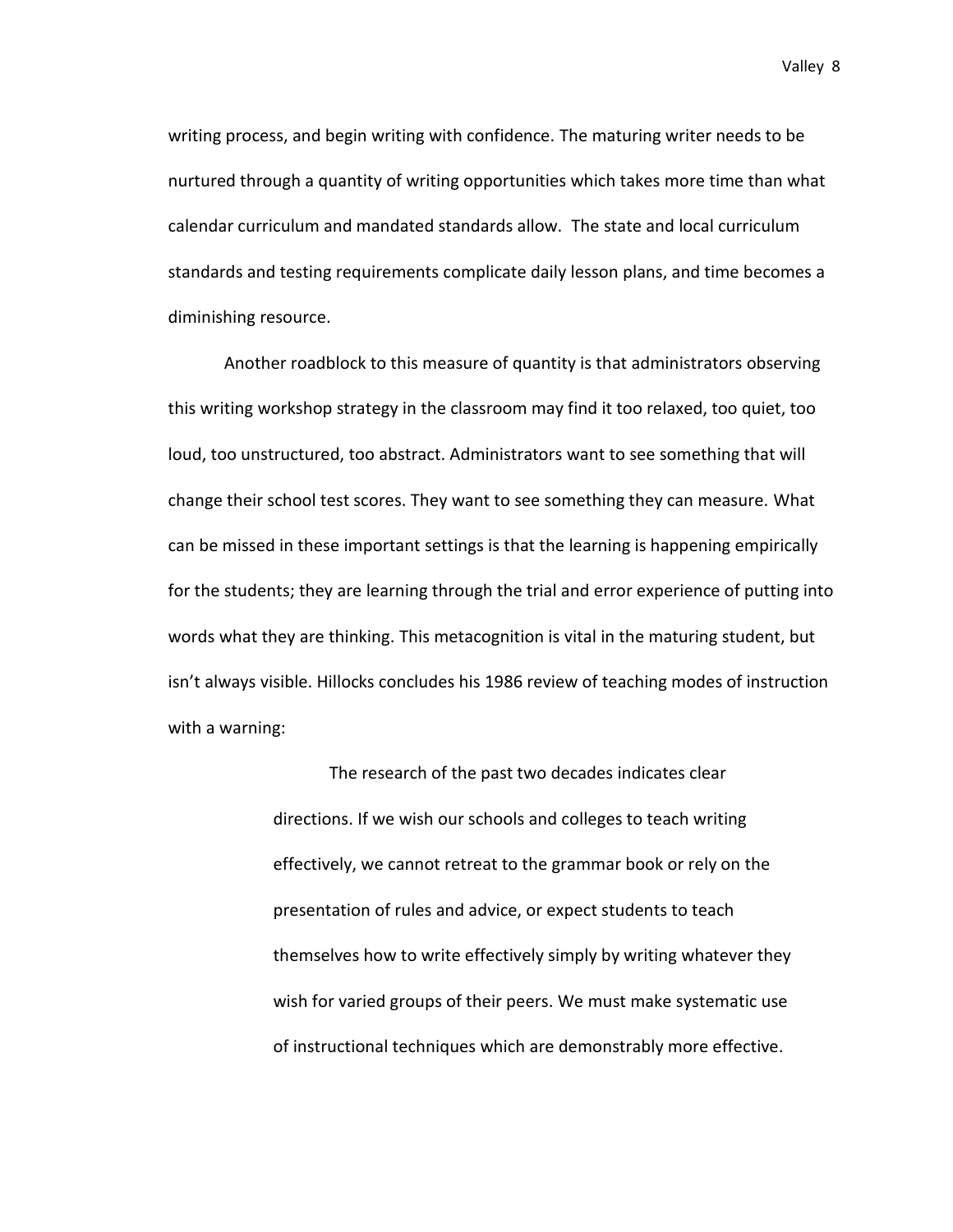writing process, and begin writing with confidence. The maturing writer needs to be nurtured through a quantity of writing opportunities which takes more time than what calendar curriculum and mandated standards allow. The state and local curriculum standards and testing requirements complicate daily lesson plans, and time becomes a diminishing resource.

Another roadblock to this measure of quantity is that administrators observing this writing workshop strategy in the classroom may find it too relaxed, too quiet, too loud, too unstructured, too abstract. Administrators want to see something that will change their school test scores. They want to see something they can measure. What can be missed in these important settings is that the learning is happening empirically for the students; they are learning through the trial and error experience of putting into words what they are thinking. This metacognition is vital in the maturing student, but isn't always visible. Hillocks concludes his 1986 review of teaching modes of instruction with a warning:

> The research of the past two decades indicates clear directions. If we wish our schools and colleges to teach writing effectively, we cannot retreat to the grammar book or rely on the presentation of rules and advice, or expect students to teach themselves how to write effectively simply by writing whatever they wish for varied groups of their peers. We must make systematic use of instructional techniques which are demonstrably more effective.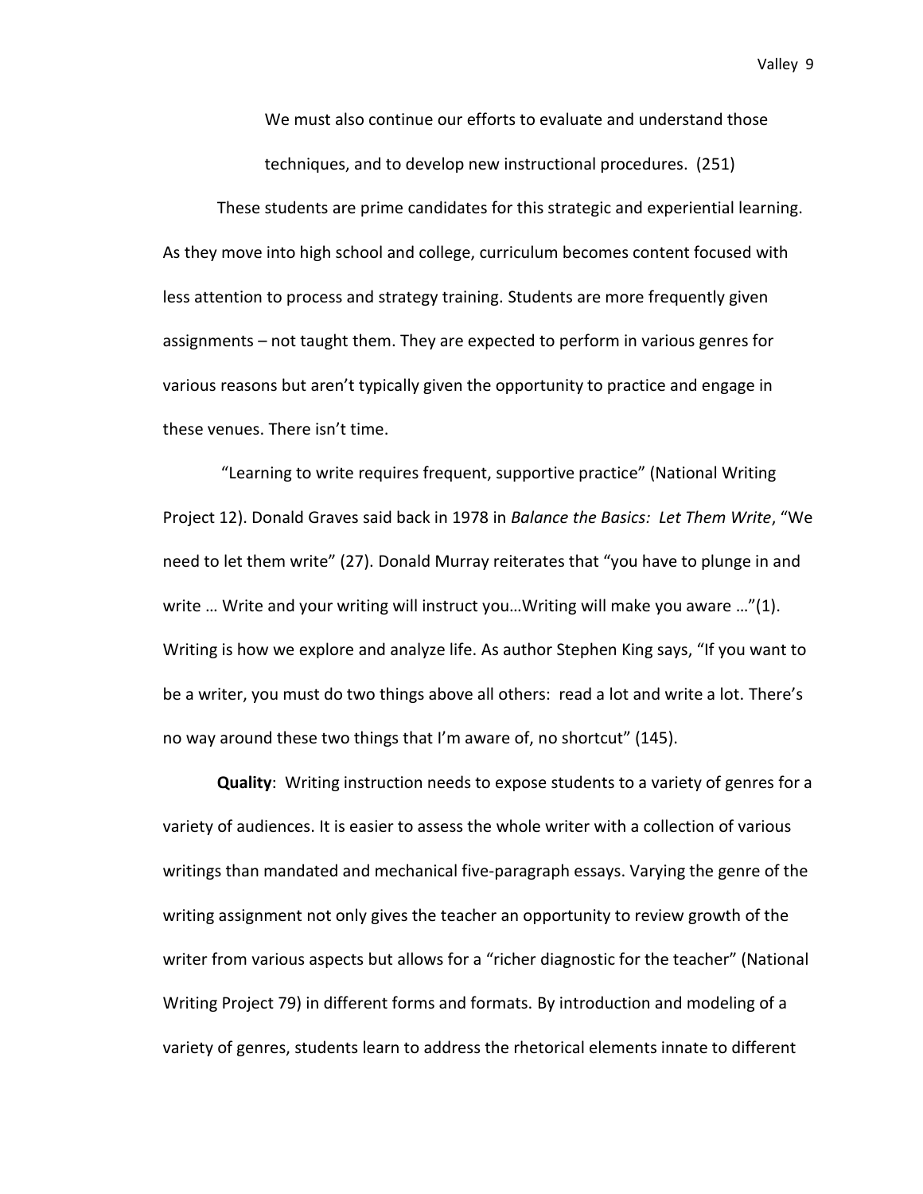> We must also continue our efforts to evaluate and understand those techniques, and to develop new instructional procedures. (251)

These students are prime candidates for this strategic and experiential learning. As they move into high school and college, curriculum becomes content focused with less attention to process and strategy training. Students are more frequently given assignments – not taught them. They are expected to perform in various genres for various reasons but aren't typically given the opportunity to practice and engage in these venues. There isn't time.

"Learning to write requires frequent, supportive practice" (National Writing Project 12). Donald Graves said back in 1978 in *Balance the Basics: Let Them Write*, "We need to let them write" (27). Donald Murray reiterates that "you have to plunge in and write … Write and your writing will instruct you…Writing will make you aware …"(1). Writing is how we explore and analyze life. As author Stephen King says, "If you want to be a writer, you must do two things above all others: read a lot and write a lot. There's no way around these two things that I'm aware of, no shortcut" (145).

**Quality**: Writing instruction needs to expose students to a variety of genres for a variety of audiences. It is easier to assess the whole writer with a collection of various writings than mandated and mechanical five-paragraph essays. Varying the genre of the writing assignment not only gives the teacher an opportunity to review growth of the writer from various aspects but allows for a "richer diagnostic for the teacher" (National Writing Project 79) in different forms and formats. By introduction and modeling of a variety of genres, students learn to address the rhetorical elements innate to different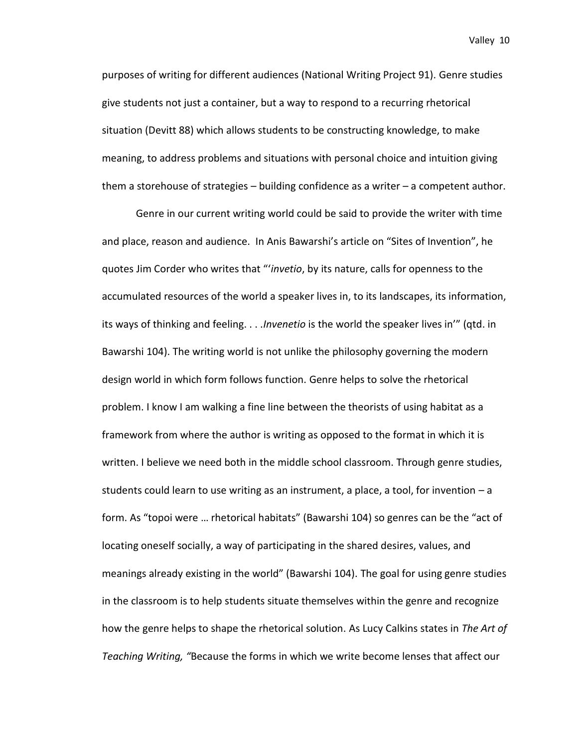purposes of writing for different audiences (National Writing Project 91). Genre studies give students not just a container, but a way to respond to a recurring rhetorical situation (Devitt 88) which allows students to be constructing knowledge, to make meaning, to address problems and situations with personal choice and intuition giving them a storehouse of strategies – building confidence as a writer – a competent author.

Genre in our current writing world could be said to provide the writer with time and place, reason and audience. In Anis Bawarshi's article on "Sites of Invention", he quotes Jim Corder who writes that "'*invetio*, by its nature, calls for openness to the accumulated resources of the world a speaker lives in, to its landscapes, its information, its ways of thinking and feeling. . . .*Invenetio* is the world the speaker lives in'" (qtd. in Bawarshi 104). The writing world is not unlike the philosophy governing the modern design world in which form follows function. Genre helps to solve the rhetorical problem. I know I am walking a fine line between the theorists of using habitat as a framework from where the author is writing as opposed to the format in which it is written. I believe we need both in the middle school classroom. Through genre studies, students could learn to use writing as an instrument, a place, a tool, for invention – a form. As "topoi were … rhetorical habitats" (Bawarshi 104) so genres can be the "act of locating oneself socially, a way of participating in the shared desires, values, and meanings already existing in the world" (Bawarshi 104). The goal for using genre studies in the classroom is to help students situate themselves within the genre and recognize how the genre helps to shape the rhetorical solution. As Lucy Calkins states in *The Art of Teaching Writing, "*Because the forms in which we write become lenses that affect our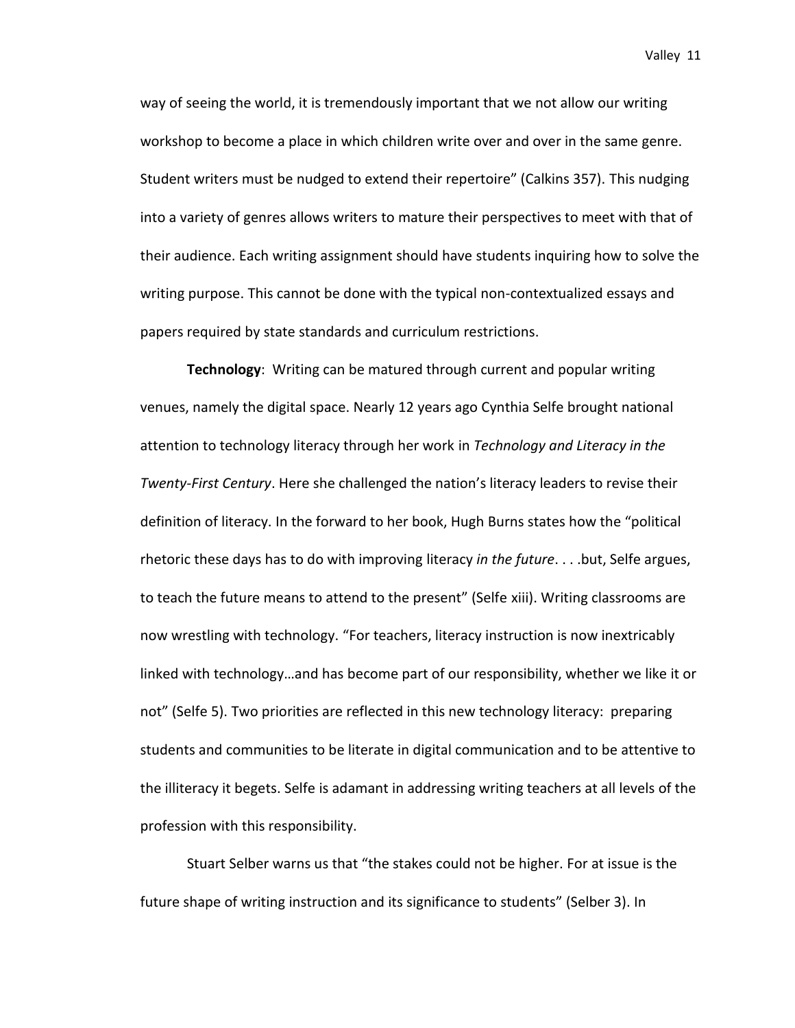way of seeing the world, it is tremendously important that we not allow our writing workshop to become a place in which children write over and over in the same genre. Student writers must be nudged to extend their repertoire" (Calkins 357). This nudging into a variety of genres allows writers to mature their perspectives to meet with that of their audience. Each writing assignment should have students inquiring how to solve the writing purpose. This cannot be done with the typical non-contextualized essays and papers required by state standards and curriculum restrictions.

**Technology**: Writing can be matured through current and popular writing venues, namely the digital space. Nearly 12 years ago Cynthia Selfe brought national attention to technology literacy through her work in *Technology and Literacy in the Twenty-First Century*. Here she challenged the nation's literacy leaders to revise their definition of literacy. In the forward to her book, Hugh Burns states how the "political rhetoric these days has to do with improving literacy *in the future*. . . .but, Selfe argues, to teach the future means to attend to the present" (Selfe xiii). Writing classrooms are now wrestling with technology. "For teachers, literacy instruction is now inextricably linked with technology…and has become part of our responsibility, whether we like it or not" (Selfe 5). Two priorities are reflected in this new technology literacy: preparing students and communities to be literate in digital communication and to be attentive to the illiteracy it begets. Selfe is adamant in addressing writing teachers at all levels of the profession with this responsibility.

Stuart Selber warns us that "the stakes could not be higher. For at issue is the future shape of writing instruction and its significance to students" (Selber 3). In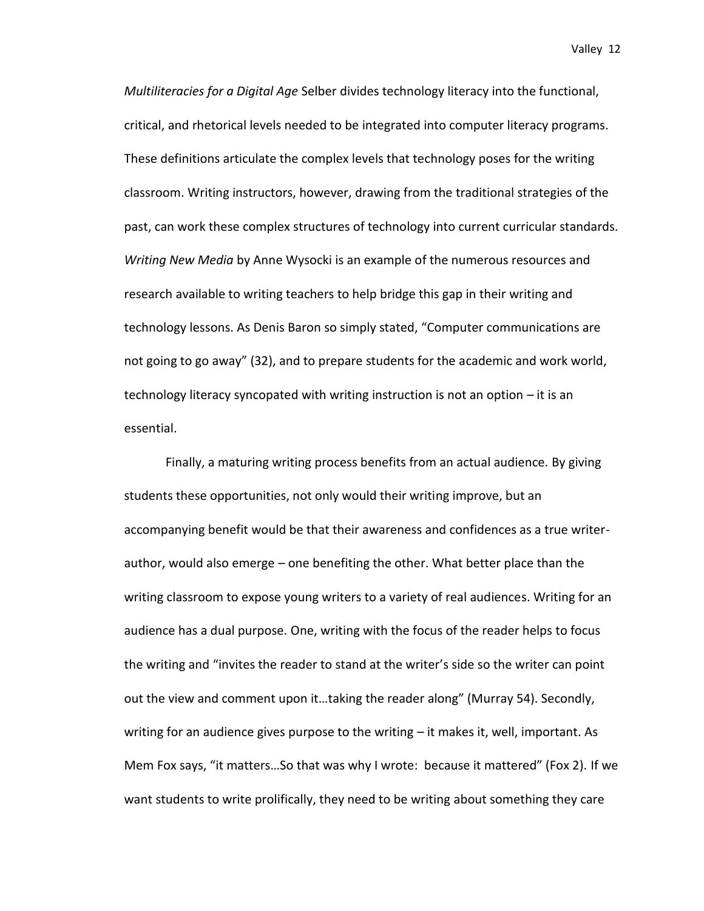*Multiliteracies for a Digital Age* Selber divides technology literacy into the functional, critical, and rhetorical levels needed to be integrated into computer literacy programs. These definitions articulate the complex levels that technology poses for the writing classroom. Writing instructors, however, drawing from the traditional strategies of the past, can work these complex structures of technology into current curricular standards. *Writing New Media* by Anne Wysocki is an example of the numerous resources and research available to writing teachers to help bridge this gap in their writing and technology lessons. As Denis Baron so simply stated, "Computer communications are not going to go away" (32), and to prepare students for the academic and work world, technology literacy syncopated with writing instruction is not an option – it is an essential.

Finally, a maturing writing process benefits from an actual audience. By giving students these opportunities, not only would their writing improve, but an accompanying benefit would be that their awareness and confidences as a true writer-author, would also emerge – one benefiting the other. What better place than the writing classroom to expose young writers to a variety of real audiences. Writing for an audience has a dual purpose. One, writing with the focus of the reader helps to focus the writing and "invites the reader to stand at the writer's side so the writer can point out the view and comment upon it…taking the reader along" (Murray 54). Secondly, writing for an audience gives purpose to the writing – it makes it, well, important. As Mem Fox says, "it matters…So that was why I wrote: because it mattered" (Fox 2). If we want students to write prolifically, they need to be writing about something they care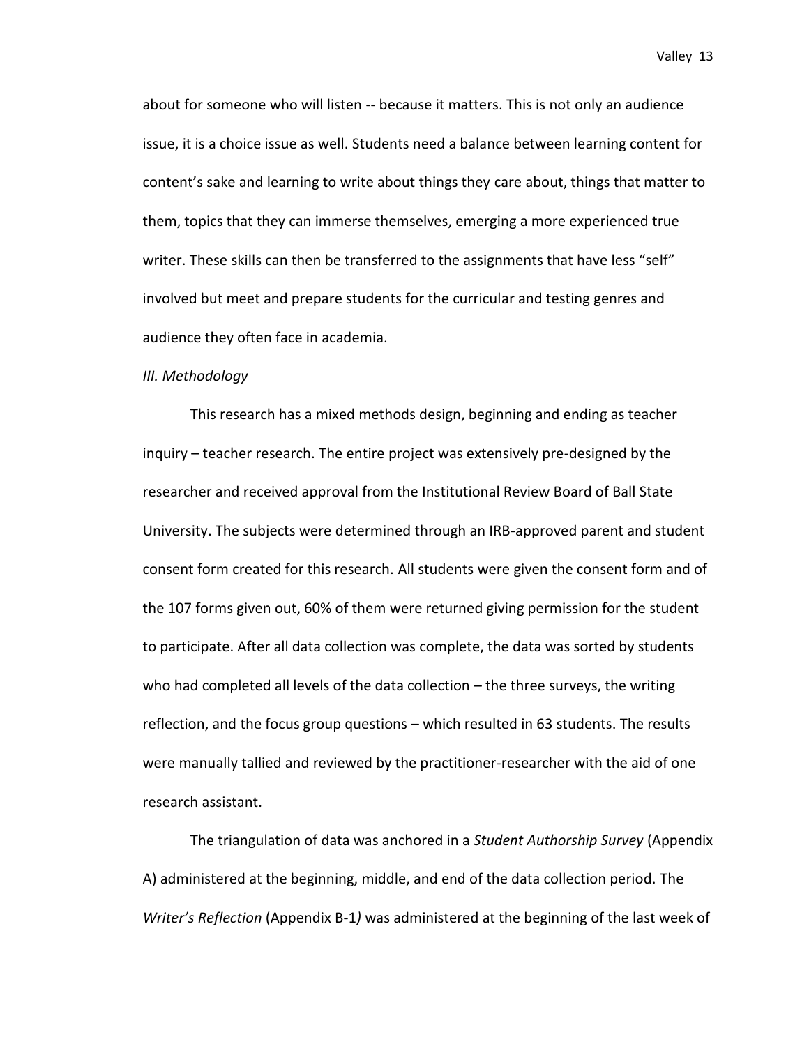about for someone who will listen -- because it matters. This is not only an audience issue, it is a choice issue as well. Students need a balance between learning content for content's sake and learning to write about things they care about, things that matter to them, topics that they can immerse themselves, emerging a more experienced true writer. These skills can then be transferred to the assignments that have less "self" involved but meet and prepare students for the curricular and testing genres and audience they often face in academia.

*III. Methodology*

This research has a mixed methods design, beginning and ending as teacher inquiry – teacher research. The entire project was extensively pre-designed by the researcher and received approval from the Institutional Review Board of Ball State University. The subjects were determined through an IRB-approved parent and student consent form created for this research. All students were given the consent form and of the 107 forms given out, 60% of them were returned giving permission for the student to participate. After all data collection was complete, the data was sorted by students who had completed all levels of the data collection – the three surveys, the writing reflection, and the focus group questions – which resulted in 63 students. The results were manually tallied and reviewed by the practitioner-researcher with the aid of one research assistant.

The triangulation of data was anchored in a *Student Authorship Survey* (Appendix A) administered at the beginning, middle, and end of the data collection period. The *Writer's Reflection* (Appendix B-1) was administered at the beginning of the last week of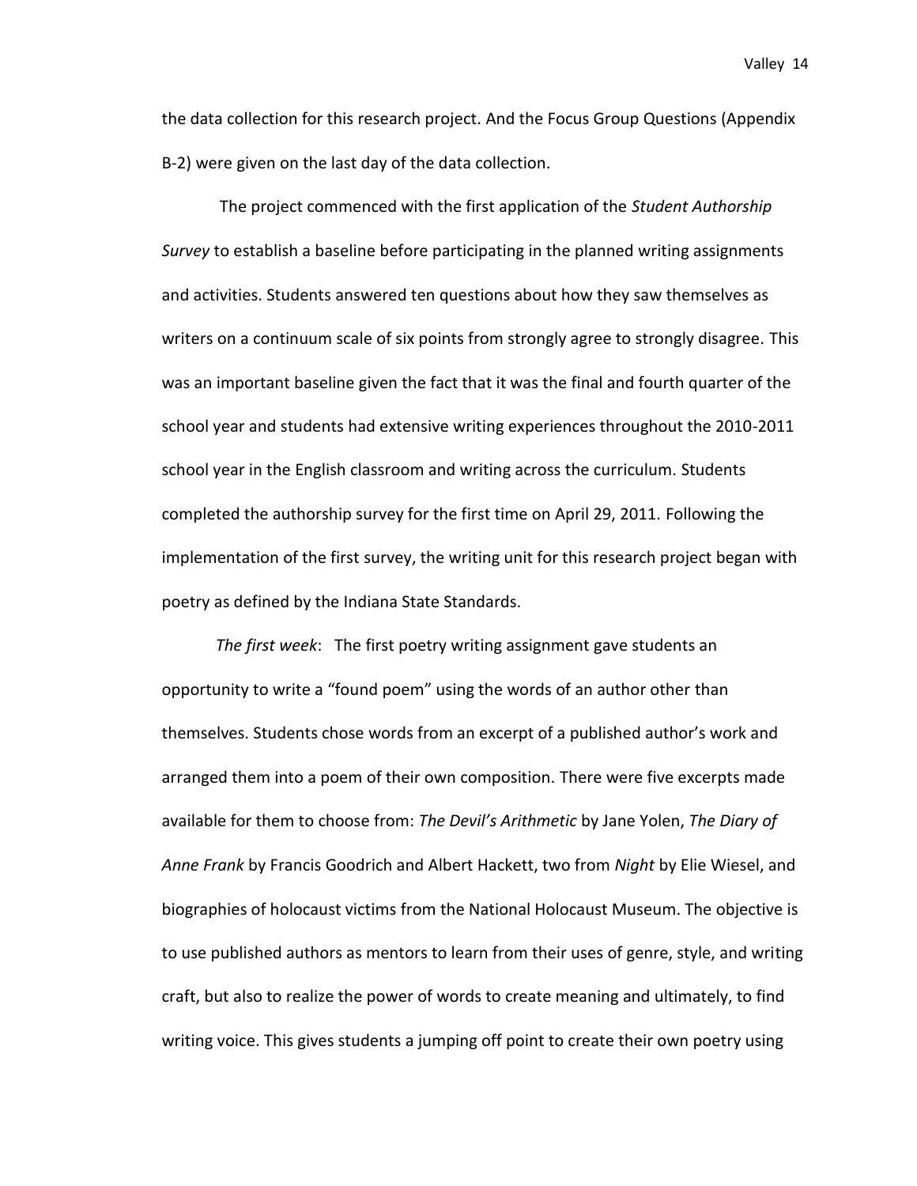the data collection for this research project. And the Focus Group Questions (Appendix B-2) were given on the last day of the data collection.

The project commenced with the first application of the *Student Authorship Survey* to establish a baseline before participating in the planned writing assignments and activities. Students answered ten questions about how they saw themselves as writers on a continuum scale of six points from strongly agree to strongly disagree. This was an important baseline given the fact that it was the final and fourth quarter of the school year and students had extensive writing experiences throughout the 2010-2011 school year in the English classroom and writing across the curriculum. Students completed the authorship survey for the first time on April 29, 2011. Following the implementation of the first survey, the writing unit for this research project began with poetry as defined by the Indiana State Standards.

*The first week*: The first poetry writing assignment gave students an opportunity to write a "found poem" using the words of an author other than themselves. Students chose words from an excerpt of a published author's work and arranged them into a poem of their own composition. There were five excerpts made available for them to choose from: *The Devil's Arithmetic* by Jane Yolen, *The Diary of Anne Frank* by Francis Goodrich and Albert Hackett, two from *Night* by Elie Wiesel, and biographies of holocaust victims from the National Holocaust Museum. The objective is to use published authors as mentors to learn from their uses of genre, style, and writing craft, but also to realize the power of words to create meaning and ultimately, to find writing voice. This gives students a jumping off point to create their own poetry using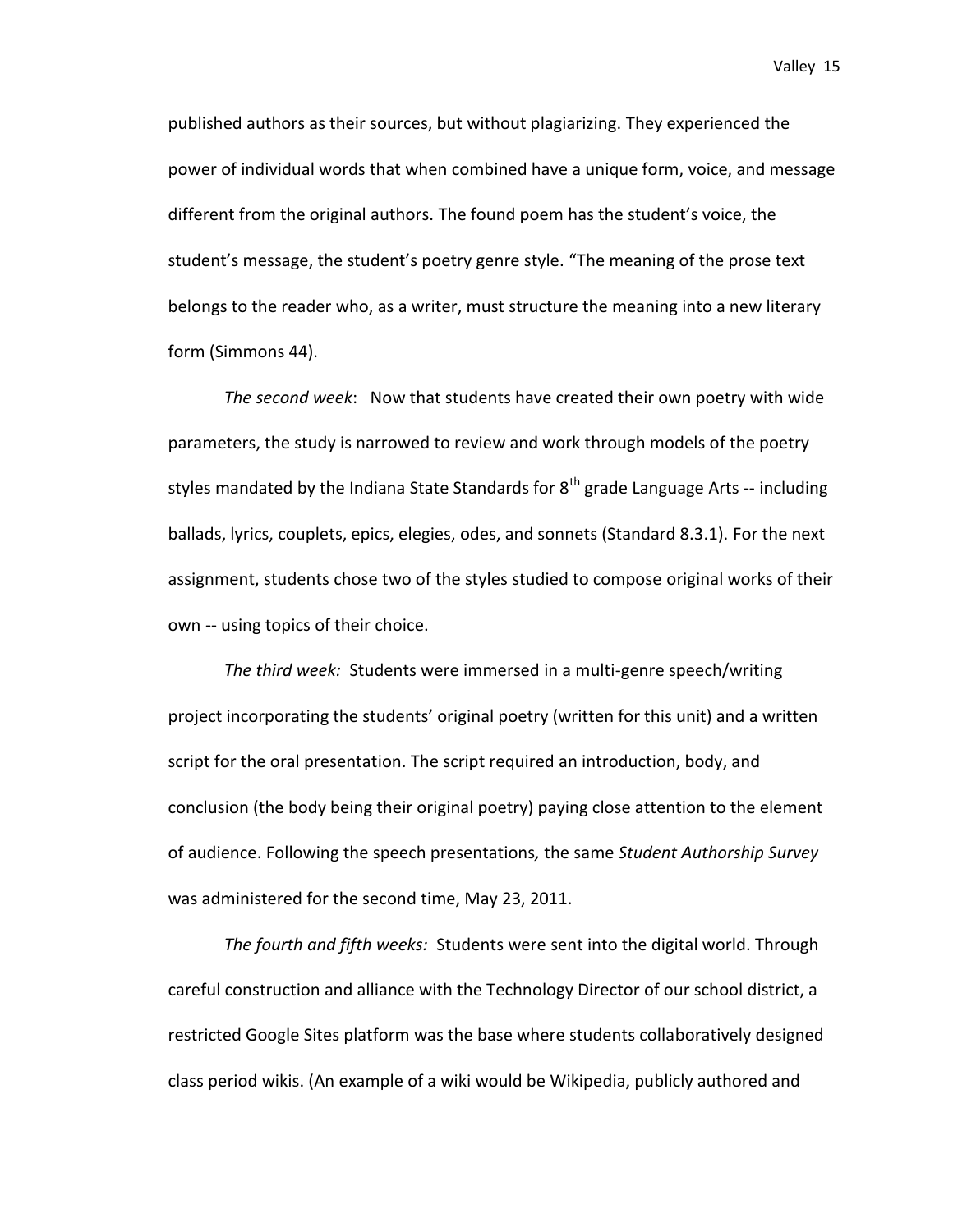published authors as their sources, but without plagiarizing. They experienced the power of individual words that when combined have a unique form, voice, and message different from the original authors. The found poem has the student's voice, the student's message, the student's poetry genre style. "The meaning of the prose text belongs to the reader who, as a writer, must structure the meaning into a new literary form (Simmons 44).

*The second week*: Now that students have created their own poetry with wide parameters, the study is narrowed to review and work through models of the poetry styles mandated by the Indiana State Standards for 8th grade Language Arts -- including ballads, lyrics, couplets, epics, elegies, odes, and sonnets (Standard 8.3.1). For the next assignment, students chose two of the styles studied to compose original works of their own -- using topics of their choice.

*The third week:* Students were immersed in a multi-genre speech/writing project incorporating the students' original poetry (written for this unit) and a written script for the oral presentation. The script required an introduction, body, and conclusion (the body being their original poetry) paying close attention to the element of audience. Following the speech presentations, the same *Student Authorship Survey* was administered for the second time, May 23, 2011.

*The fourth and fifth weeks:* Students were sent into the digital world. Through careful construction and alliance with the Technology Director of our school district, a restricted Google Sites platform was the base where students collaboratively designed class period wikis. (An example of a wiki would be Wikipedia, publicly authored and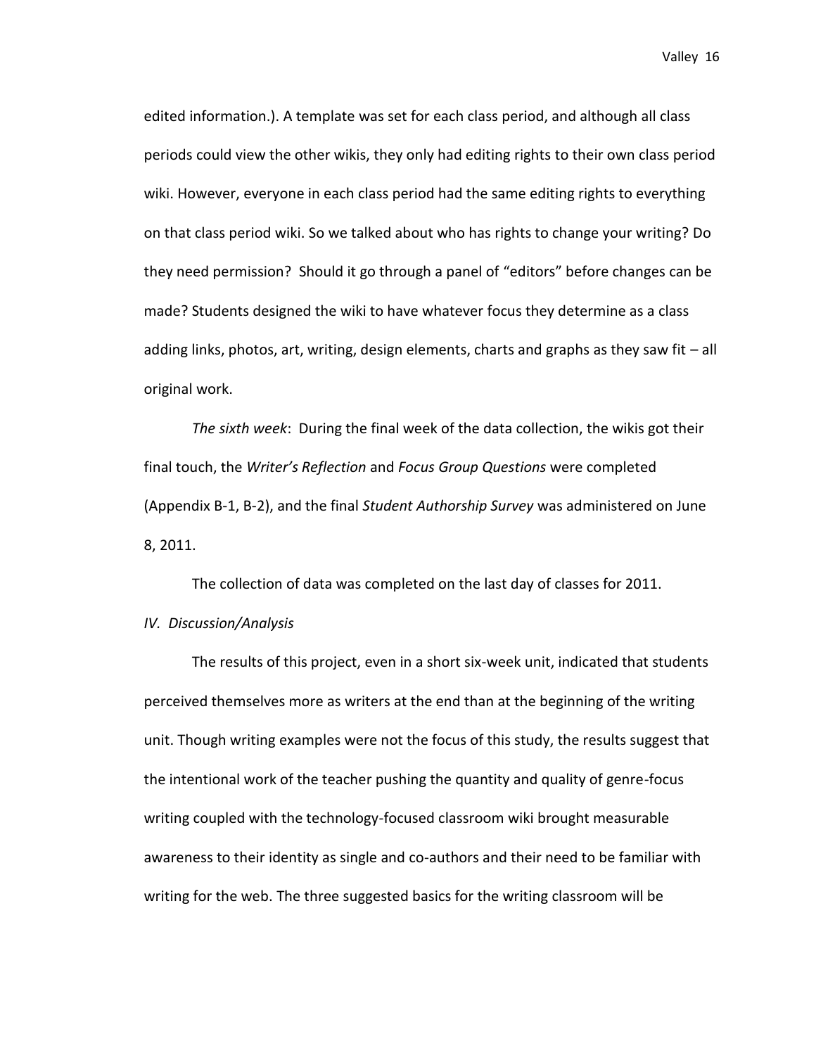edited information.). A template was set for each class period, and although all class periods could view the other wikis, they only had editing rights to their own class period wiki. However, everyone in each class period had the same editing rights to everything on that class period wiki. So we talked about who has rights to change your writing? Do they need permission? Should it go through a panel of "editors" before changes can be made? Students designed the wiki to have whatever focus they determine as a class adding links, photos, art, writing, design elements, charts and graphs as they saw fit – all original work.

*The sixth week*: During the final week of the data collection, the wikis got their final touch, the *Writer's Reflection* and *Focus Group Questions* were completed (Appendix B-1, B-2), and the final *Student Authorship Survey* was administered on June 8, 2011.

The collection of data was completed on the last day of classes for 2011.

*IV. Discussion/Analysis*

The results of this project, even in a short six-week unit, indicated that students perceived themselves more as writers at the end than at the beginning of the writing unit. Though writing examples were not the focus of this study, the results suggest that the intentional work of the teacher pushing the quantity and quality of genre-focus writing coupled with the technology-focused classroom wiki brought measurable awareness to their identity as single and co-authors and their need to be familiar with writing for the web. The three suggested basics for the writing classroom will be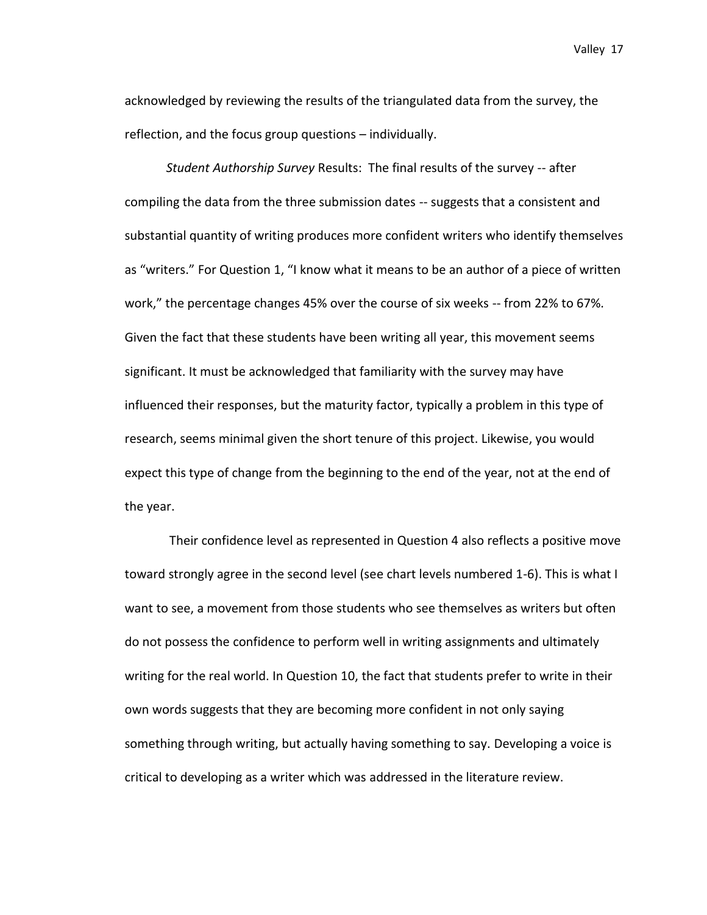acknowledged by reviewing the results of the triangulated data from the survey, the reflection, and the focus group questions – individually.

*Student Authorship Survey* Results: The final results of the survey -- after compiling the data from the three submission dates -- suggests that a consistent and substantial quantity of writing produces more confident writers who identify themselves as "writers." For Question 1, "I know what it means to be an author of a piece of written work," the percentage changes 45% over the course of six weeks -- from 22% to 67%. Given the fact that these students have been writing all year, this movement seems significant. It must be acknowledged that familiarity with the survey may have influenced their responses, but the maturity factor, typically a problem in this type of research, seems minimal given the short tenure of this project. Likewise, you would expect this type of change from the beginning to the end of the year, not at the end of the year.

Their confidence level as represented in Question 4 also reflects a positive move toward strongly agree in the second level (see chart levels numbered 1-6). This is what I want to see, a movement from those students who see themselves as writers but often do not possess the confidence to perform well in writing assignments and ultimately writing for the real world. In Question 10, the fact that students prefer to write in their own words suggests that they are becoming more confident in not only saying something through writing, but actually having something to say. Developing a voice is critical to developing as a writer which was addressed in the literature review.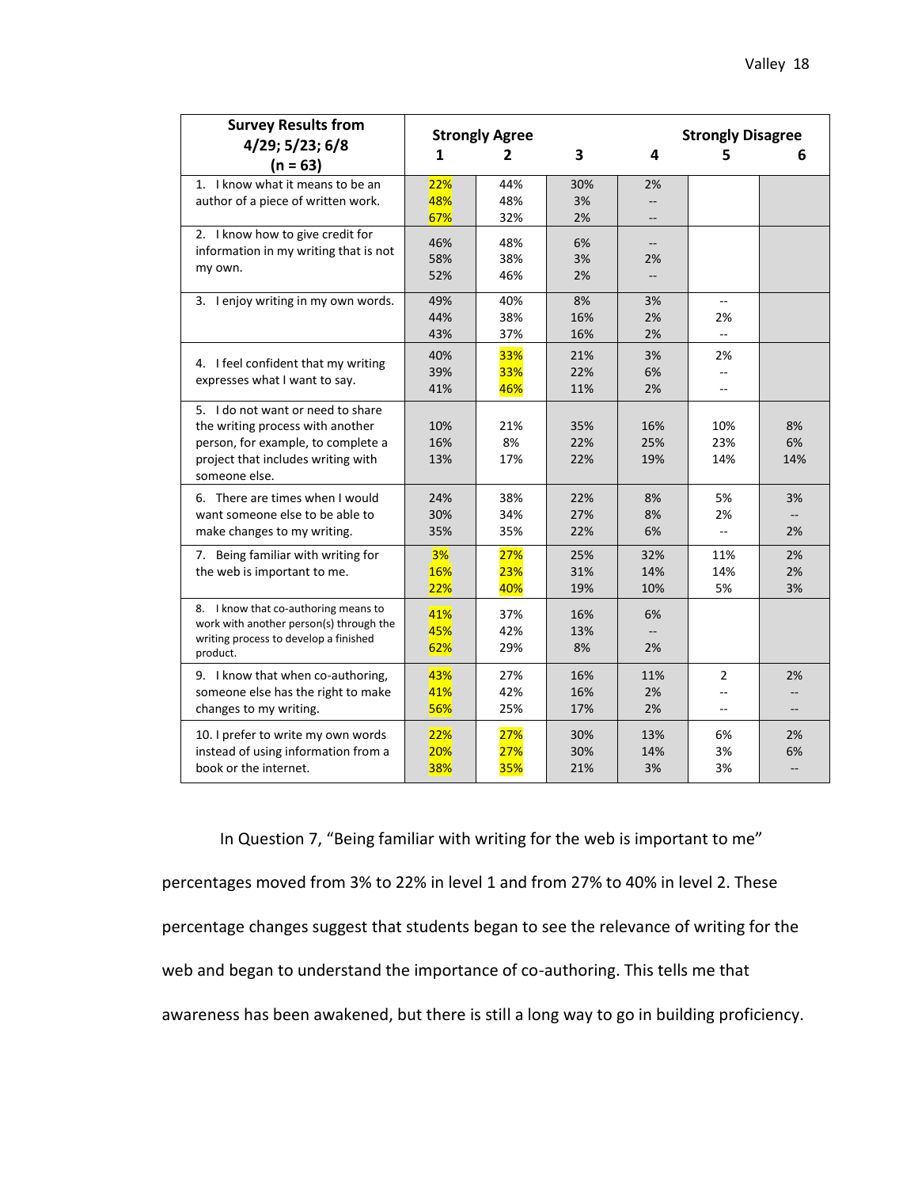| Survey Results from 4/29; 5/23; 6/8 (n = 63) | Strongly Agree 1 | 2 | 3 | 4 | Strongly Disagree 5 | 6 |
|---|---|---|---|---|---|---|
| 1. I know what it means to be an author of a piece of written work. | 22%<br>48%<br>67% | 44%<br>48%<br>32% | 30%<br>3%<br>2% | 2%<br>--<br>-- | | |
| 2. I know how to give credit for information in my writing that is not my own. | 46%<br>58%<br>52% | 48%<br>38%<br>46% | 6%<br>3%<br>2% | --<br>2%<br>-- | | |
| 3. I enjoy writing in my own words. | 49%<br>44%<br>43% | 40%<br>38%<br>37% | 8%<br>16%<br>16% | 3%<br>2%<br>2% | --<br>2%<br>-- | |
| 4. I feel confident that my writing expresses what I want to say. | 40%<br>39%<br>41% | 33%<br>33%<br>46% | 21%<br>22%<br>11% | 3%<br>6%<br>2% | 2%<br>--<br>-- | |
| 5. I do not want or need to share the writing process with another person, for example, to complete a project that includes writing with someone else. | 10%<br>16%<br>13% | 21%<br>8%<br>17% | 35%<br>22%<br>22% | 16%<br>25%<br>19% | 10%<br>23%<br>14% | 8%<br>6%<br>14% |
| 6. There are times when I would want someone else to be able to make changes to my writing. | 24%<br>30%<br>35% | 38%<br>34%<br>35% | 22%<br>27%<br>22% | 8%<br>8%<br>6% | 5%<br>2%<br>-- | 3%<br>--<br>2% |
| 7. Being familiar with writing for the web is important to me. | 3%<br>16%<br>22% | 27%<br>23%<br>40% | 25%<br>31%<br>19% | 32%<br>14%<br>10% | 11%<br>14%<br>5% | 2%<br>2%<br>3% |
| 8. I know that co-authoring means to work with another person(s) through the writing process to develop a finished product. | 41%<br>45%<br>62% | 37%<br>42%<br>29% | 16%<br>13%<br>8% | 6%<br>--<br>2% | | |
| 9. I know that when co-authoring, someone else has the right to make changes to my writing. | 43%<br>41%<br>56% | 27%<br>42%<br>25% | 16%<br>16%<br>17% | 11%<br>2%<br>2% | 2<br>--<br>-- | 2%<br>--<br>-- |
| 10. I prefer to write my own words instead of using information from a book or the internet. | 22%<br>20%<br>38% | 27%<br>27%<br>35% | 30%<br>30%<br>21% | 13%<br>14%<br>3% | 6%<br>3%<br>3% | 2%<br>6%<br>-- |

In Question 7, "Being familiar with writing for the web is important to me" percentages moved from 3% to 22% in level 1 and from 27% to 40% in level 2. These percentage changes suggest that students began to see the relevance of writing for the web and began to understand the importance of co-authoring. This tells me that awareness has been awakened, but there is still a long way to go in building proficiency.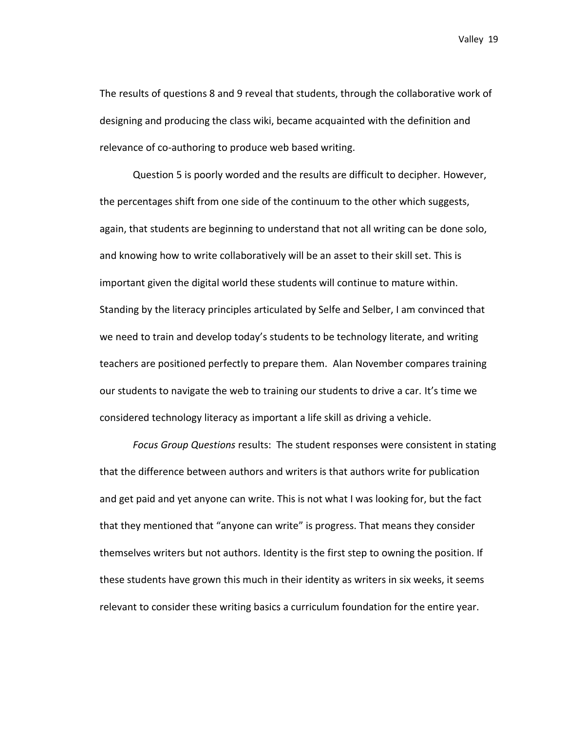The results of questions 8 and 9 reveal that students, through the collaborative work of designing and producing the class wiki, became acquainted with the definition and relevance of co-authoring to produce web based writing.

Question 5 is poorly worded and the results are difficult to decipher. However, the percentages shift from one side of the continuum to the other which suggests, again, that students are beginning to understand that not all writing can be done solo, and knowing how to write collaboratively will be an asset to their skill set. This is important given the digital world these students will continue to mature within. Standing by the literacy principles articulated by Selfe and Selber, I am convinced that we need to train and develop today's students to be technology literate, and writing teachers are positioned perfectly to prepare them. Alan November compares training our students to navigate the web to training our students to drive a car. It's time we considered technology literacy as important a life skill as driving a vehicle.

*Focus Group Questions* results: The student responses were consistent in stating that the difference between authors and writers is that authors write for publication and get paid and yet anyone can write. This is not what I was looking for, but the fact that they mentioned that "anyone can write" is progress. That means they consider themselves writers but not authors. Identity is the first step to owning the position. If these students have grown this much in their identity as writers in six weeks, it seems relevant to consider these writing basics a curriculum foundation for the entire year.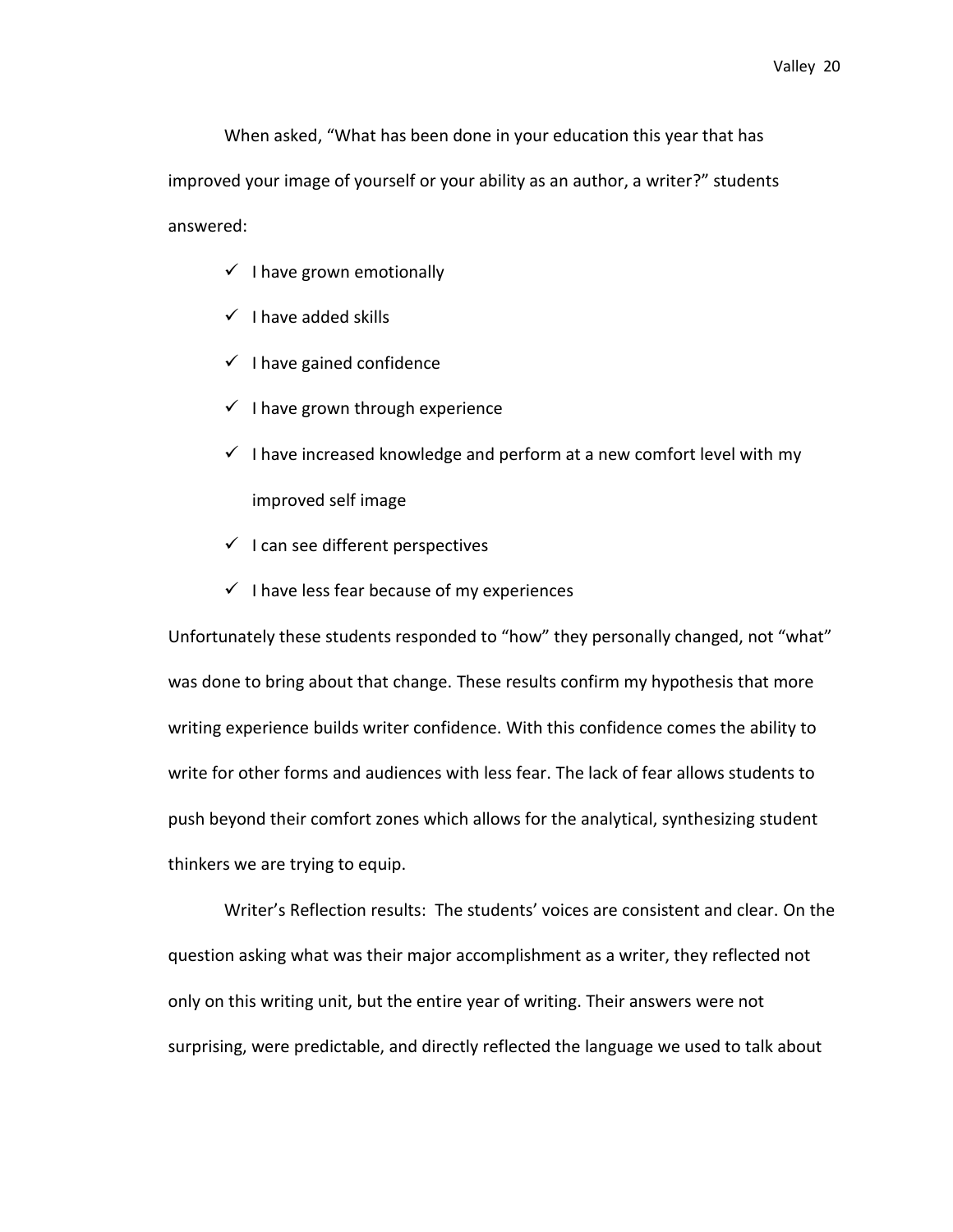When asked, “What has been done in your education this year that has improved your image of yourself or your ability as an author, a writer?” students answered:

- ✓ I have grown emotionally
- ✓ I have added skills
- ✓ I have gained confidence
- ✓ I have grown through experience
- ✓ I have increased knowledge and perform at a new comfort level with my improved self image
- ✓ I can see different perspectives
- ✓ I have less fear because of my experiences

Unfortunately these students responded to “how” they personally changed, not “what” was done to bring about that change. These results confirm my hypothesis that more writing experience builds writer confidence. With this confidence comes the ability to write for other forms and audiences with less fear. The lack of fear allows students to push beyond their comfort zones which allows for the analytical, synthesizing student thinkers we are trying to equip.

Writer’s Reflection results: The students’ voices are consistent and clear. On the question asking what was their major accomplishment as a writer, they reflected not only on this writing unit, but the entire year of writing. Their answers were not surprising, were predictable, and directly reflected the language we used to talk about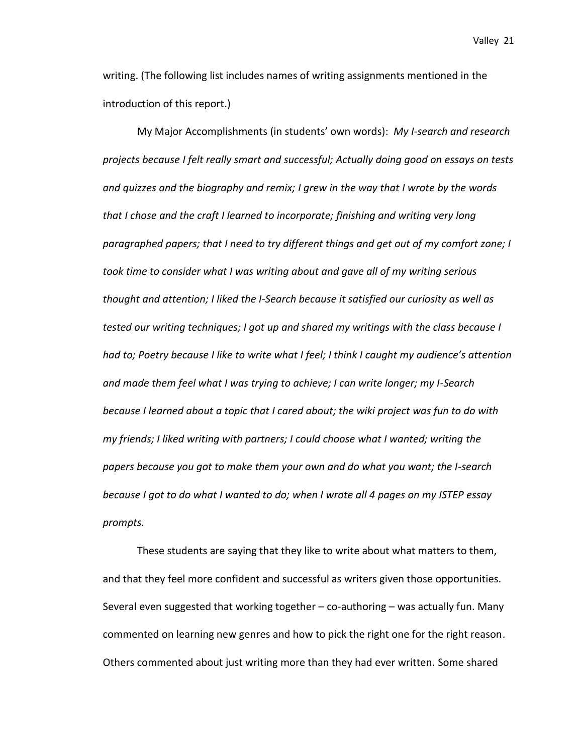writing. (The following list includes names of writing assignments mentioned in the introduction of this report.)

My Major Accomplishments (in students' own words): *My I-search and research projects because I felt really smart and successful; Actually doing good on essays on tests and quizzes and the biography and remix; I grew in the way that I wrote by the words that I chose and the craft I learned to incorporate; finishing and writing very long paragraphed papers; that I need to try different things and get out of my comfort zone; I took time to consider what I was writing about and gave all of my writing serious thought and attention; I liked the I-Search because it satisfied our curiosity as well as tested our writing techniques; I got up and shared my writings with the class because I had to; Poetry because I like to write what I feel; I think I caught my audience's attention and made them feel what I was trying to achieve; I can write longer; my I-Search because I learned about a topic that I cared about; the wiki project was fun to do with my friends; I liked writing with partners; I could choose what I wanted; writing the papers because you got to make them your own and do what you want; the I-search because I got to do what I wanted to do; when I wrote all 4 pages on my ISTEP essay prompts.*

These students are saying that they like to write about what matters to them, and that they feel more confident and successful as writers given those opportunities. Several even suggested that working together – co-authoring – was actually fun. Many commented on learning new genres and how to pick the right one for the right reason. Others commented about just writing more than they had ever written. Some shared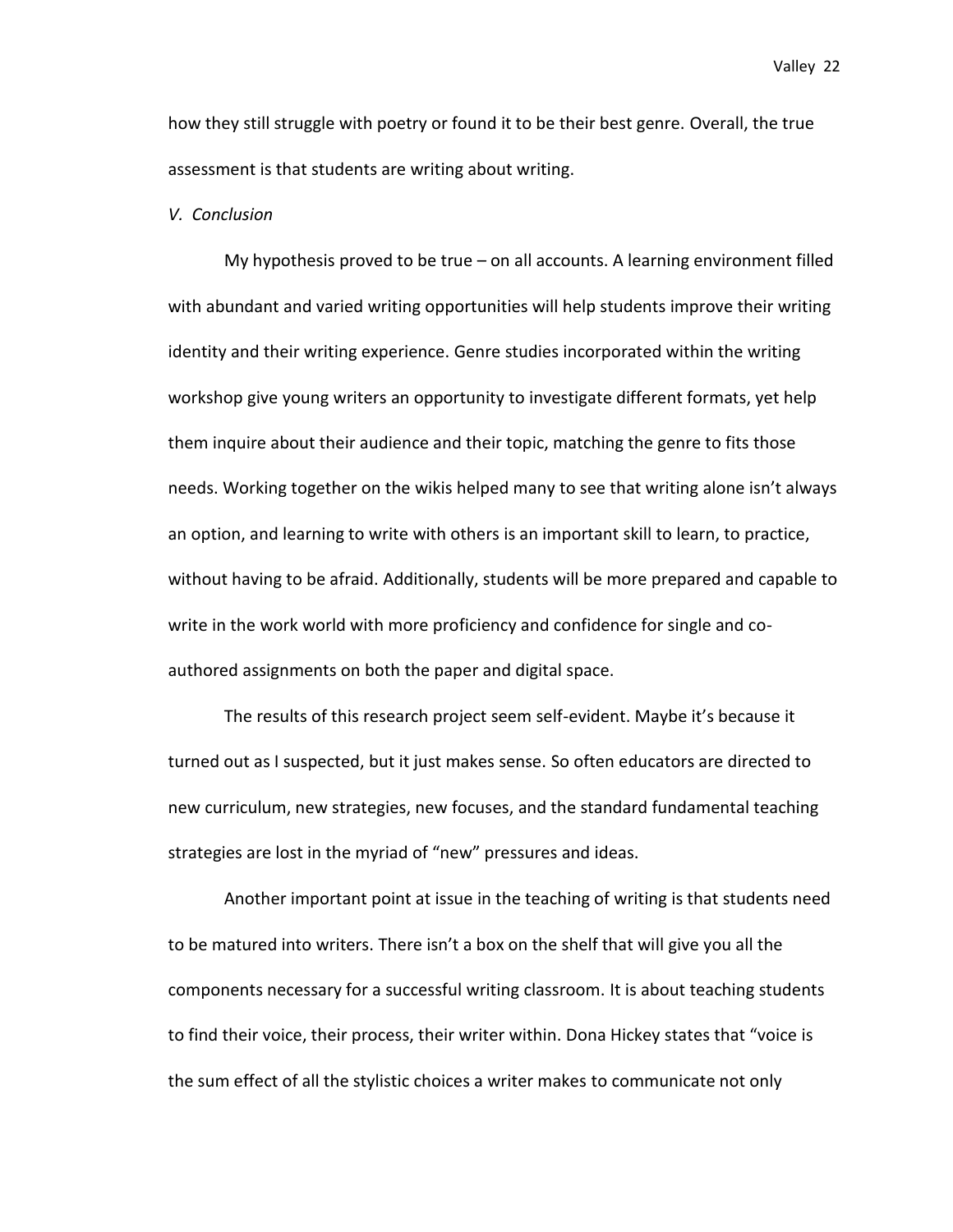how they still struggle with poetry or found it to be their best genre. Overall, the true assessment is that students are writing about writing.

*V. Conclusion*

My hypothesis proved to be true – on all accounts. A learning environment filled with abundant and varied writing opportunities will help students improve their writing identity and their writing experience. Genre studies incorporated within the writing workshop give young writers an opportunity to investigate different formats, yet help them inquire about their audience and their topic, matching the genre to fits those needs. Working together on the wikis helped many to see that writing alone isn't always an option, and learning to write with others is an important skill to learn, to practice, without having to be afraid. Additionally, students will be more prepared and capable to write in the work world with more proficiency and confidence for single and co-authored assignments on both the paper and digital space.

The results of this research project seem self-evident. Maybe it's because it turned out as I suspected, but it just makes sense. So often educators are directed to new curriculum, new strategies, new focuses, and the standard fundamental teaching strategies are lost in the myriad of "new" pressures and ideas.

Another important point at issue in the teaching of writing is that students need to be matured into writers. There isn't a box on the shelf that will give you all the components necessary for a successful writing classroom. It is about teaching students to find their voice, their process, their writer within. Dona Hickey states that "voice is the sum effect of all the stylistic choices a writer makes to communicate not only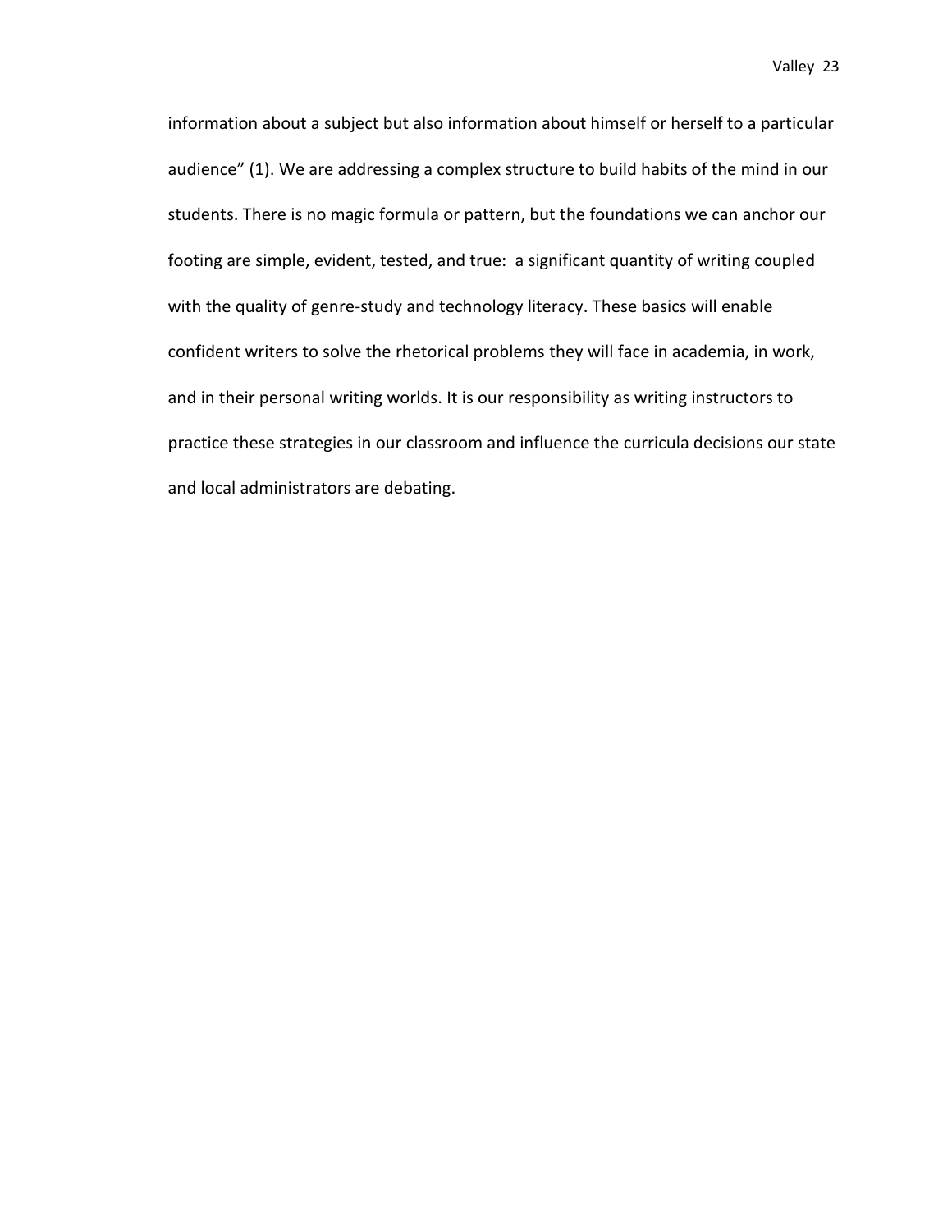information about a subject but also information about himself or herself to a particular audience" (1). We are addressing a complex structure to build habits of the mind in our students. There is no magic formula or pattern, but the foundations we can anchor our footing are simple, evident, tested, and true: a significant quantity of writing coupled with the quality of genre-study and technology literacy. These basics will enable confident writers to solve the rhetorical problems they will face in academia, in work, and in their personal writing worlds. It is our responsibility as writing instructors to practice these strategies in our classroom and influence the curricula decisions our state and local administrators are debating.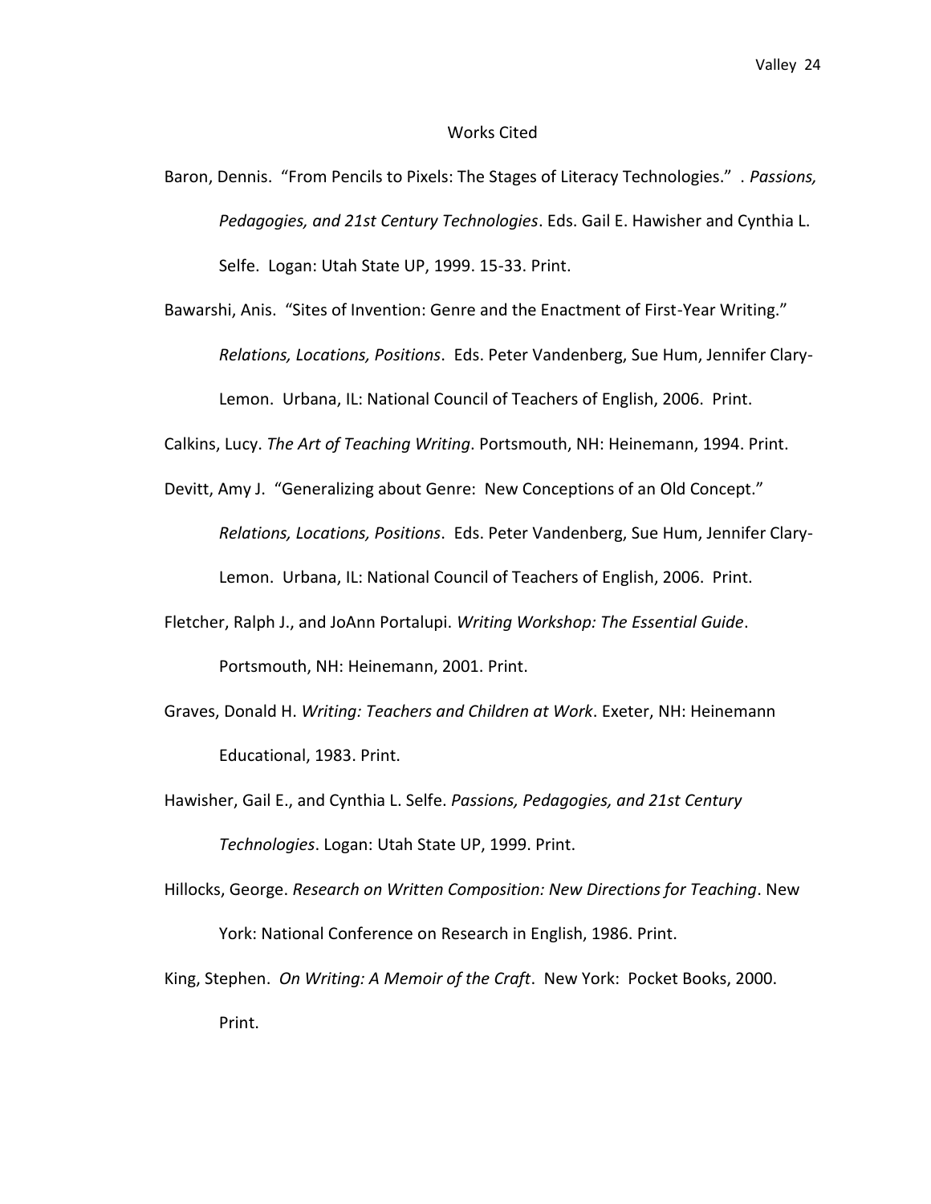# Works Cited

Baron, Dennis. "From Pencils to Pixels: The Stages of Literacy Technologies." . *Passions, Pedagogies, and 21st Century Technologies*. Eds. Gail E. Hawisher and Cynthia L. Selfe. Logan: Utah State UP, 1999. 15-33. Print.

Bawarshi, Anis. "Sites of Invention: Genre and the Enactment of First-Year Writing." *Relations, Locations, Positions*. Eds. Peter Vandenberg, Sue Hum, Jennifer Clary-Lemon. Urbana, IL: National Council of Teachers of English, 2006. Print.

Calkins, Lucy. *The Art of Teaching Writing*. Portsmouth, NH: Heinemann, 1994. Print.

Devitt, Amy J. "Generalizing about Genre: New Conceptions of an Old Concept." *Relations, Locations, Positions*. Eds. Peter Vandenberg, Sue Hum, Jennifer Clary-Lemon. Urbana, IL: National Council of Teachers of English, 2006. Print.

Fletcher, Ralph J., and JoAnn Portalupi. *Writing Workshop: The Essential Guide*. Portsmouth, NH: Heinemann, 2001. Print.

Graves, Donald H. *Writing: Teachers and Children at Work*. Exeter, NH: Heinemann Educational, 1983. Print.

Hawisher, Gail E., and Cynthia L. Selfe. *Passions, Pedagogies, and 21st Century Technologies*. Logan: Utah State UP, 1999. Print.

Hillocks, George. *Research on Written Composition: New Directions for Teaching*. New York: National Conference on Research in English, 1986. Print.

King, Stephen. *On Writing: A Memoir of the Craft*. New York: Pocket Books, 2000. Print.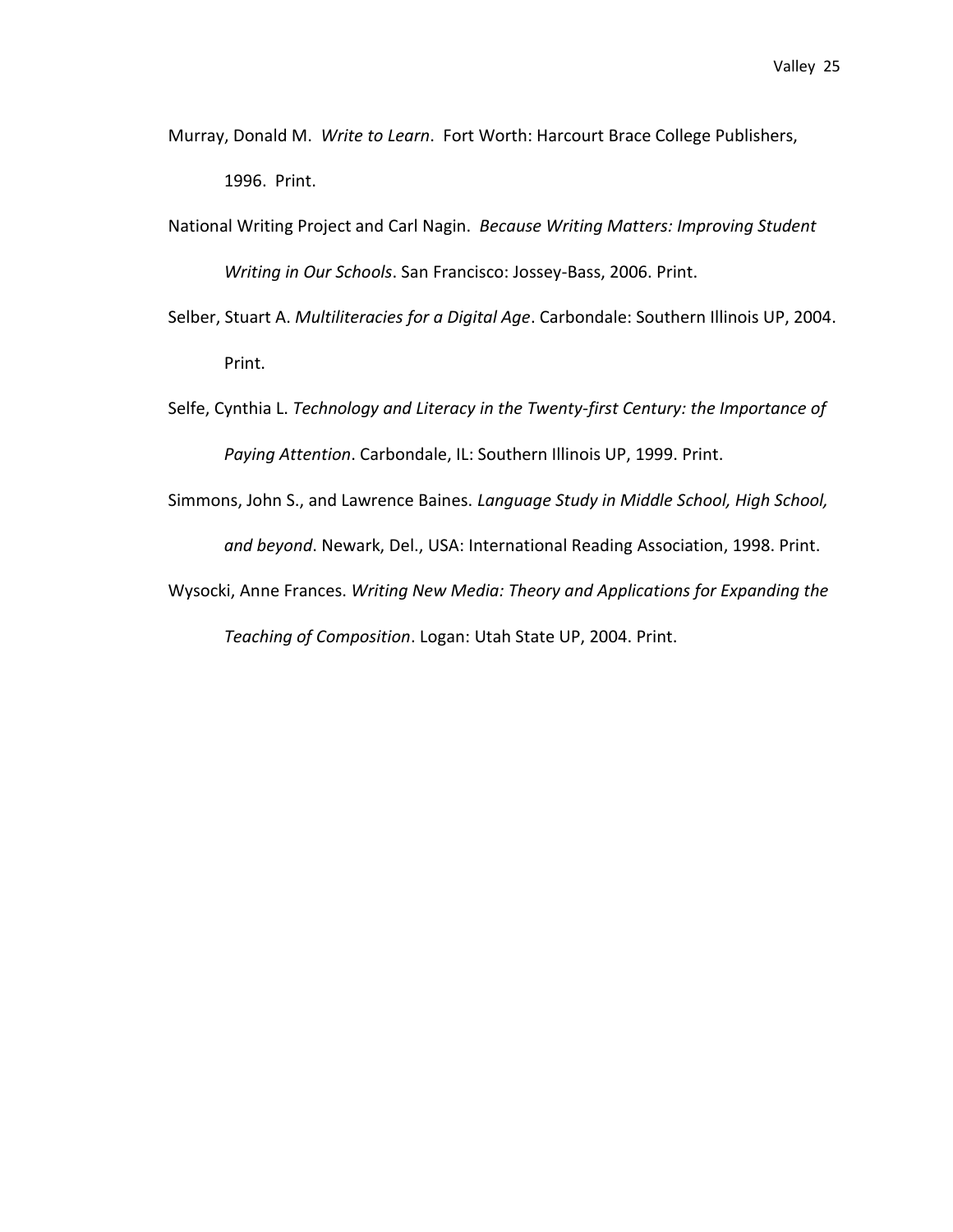Murray, Donald M. *Write to Learn*. Fort Worth: Harcourt Brace College Publishers, 1996. Print.

National Writing Project and Carl Nagin. *Because Writing Matters: Improving Student Writing in Our Schools*. San Francisco: Jossey-Bass, 2006. Print.

Selber, Stuart A. *Multiliteracies for a Digital Age*. Carbondale: Southern Illinois UP, 2004. Print.

Selfe, Cynthia L. *Technology and Literacy in the Twenty-first Century: the Importance of Paying Attention*. Carbondale, IL: Southern Illinois UP, 1999. Print.

Simmons, John S., and Lawrence Baines. *Language Study in Middle School, High School, and beyond*. Newark, Del., USA: International Reading Association, 1998. Print.

Wysocki, Anne Frances. *Writing New Media: Theory and Applications for Expanding the Teaching of Composition*. Logan: Utah State UP, 2004. Print.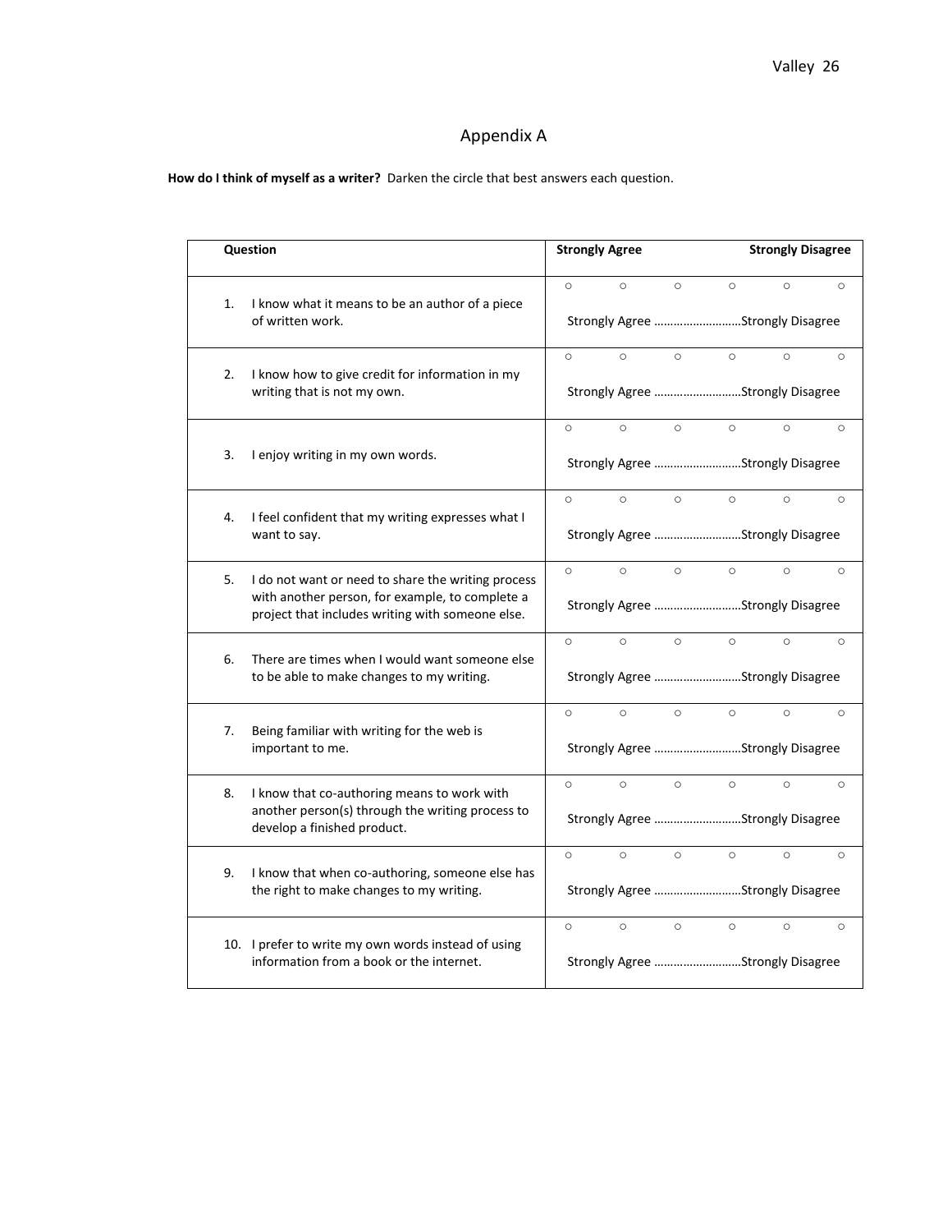# Appendix A

**How do I think of myself as a writer?** Darken the circle that best answers each question.

| Question | Strongly Agree Strongly Disagree |
|---|---|
| 1. I know what it means to be an author of a piece of written work. | ○ ○ ○ ○ ○ ○ <br> Strongly Agree ……………………….Strongly Disagree |
| 2. I know how to give credit for information in my writing that is not my own. | ○ ○ ○ ○ ○ ○ <br> Strongly Agree ……………………….Strongly Disagree |
| 3. I enjoy writing in my own words. | ○ ○ ○ ○ ○ ○ <br> Strongly Agree ……………………….Strongly Disagree |
| 4. I feel confident that my writing expresses what I want to say. | ○ ○ ○ ○ ○ ○ <br> Strongly Agree ……………………….Strongly Disagree |
| 5. I do not want or need to share the writing process with another person, for example, to complete a project that includes writing with someone else. | ○ ○ ○ ○ ○ ○ <br> Strongly Agree ……………………….Strongly Disagree |
| 6. There are times when I would want someone else to be able to make changes to my writing. | ○ ○ ○ ○ ○ ○ <br> Strongly Agree ……………………….Strongly Disagree |
| 7. Being familiar with writing for the web is important to me. | ○ ○ ○ ○ ○ ○ <br> Strongly Agree ……………………….Strongly Disagree |
| 8. I know that co-authoring means to work with another person(s) through the writing process to develop a finished product. | ○ ○ ○ ○ ○ ○ <br> Strongly Agree ……………………….Strongly Disagree |
| 9. I know that when co-authoring, someone else has the right to make changes to my writing. | ○ ○ ○ ○ ○ ○ <br> Strongly Agree ……………………….Strongly Disagree |
| 10. I prefer to write my own words instead of using information from a book or the internet. | ○ ○ ○ ○ ○ ○ <br> Strongly Agree ……………………….Strongly Disagree |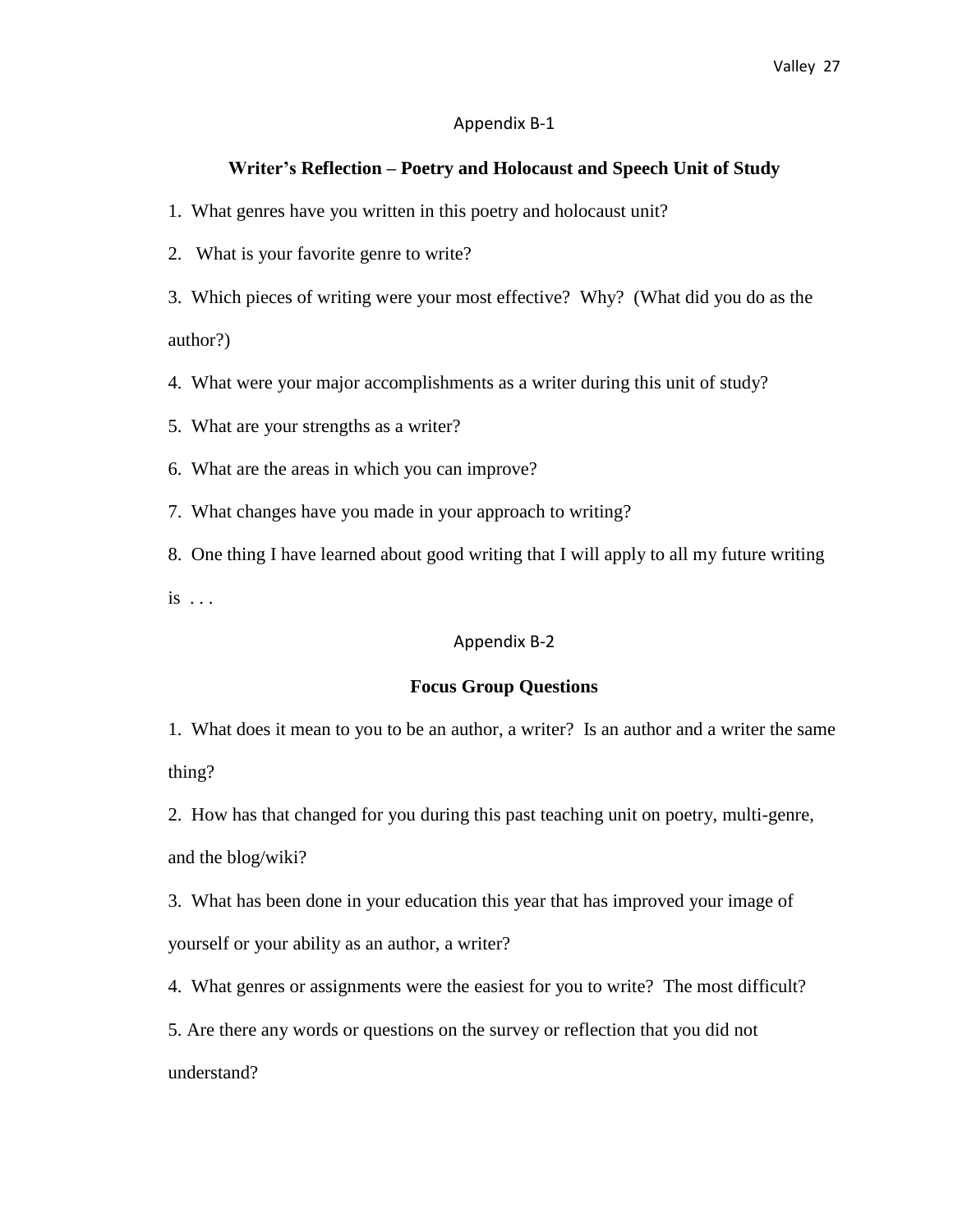Appendix B-1

## Writer's Reflection – Poetry and Holocaust and Speech Unit of Study

1. What genres have you written in this poetry and holocaust unit?

2. What is your favorite genre to write?

3. Which pieces of writing were your most effective? Why? (What did you do as the author?)

4. What were your major accomplishments as a writer during this unit of study?

5. What are your strengths as a writer?

6. What are the areas in which you can improve?

7. What changes have you made in your approach to writing?

8. One thing I have learned about good writing that I will apply to all my future writing is . . .

Appendix B-2

## Focus Group Questions

1. What does it mean to you to be an author, a writer? Is an author and a writer the same thing?

2. How has that changed for you during this past teaching unit on poetry, multi-genre, and the blog/wiki?

3. What has been done in your education this year that has improved your image of yourself or your ability as an author, a writer?

4. What genres or assignments were the easiest for you to write? The most difficult?

5. Are there any words or questions on the survey or reflection that you did not understand?